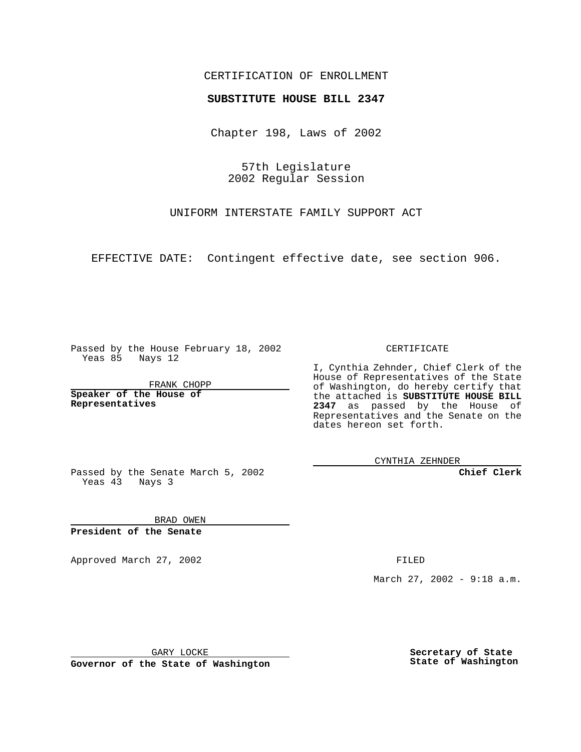CERTIFICATION OF ENROLLMENT

**SUBSTITUTE HOUSE BILL 2347**

Chapter 198, Laws of 2002

57th Legislature
2002 Regular Session

UNIFORM INTERSTATE FAMILY SUPPORT ACT

EFFECTIVE DATE: Contingent effective date, see section 906.

Passed by the House February 18, 2002
Yeas 85 Nays 12

FRANK CHOPP

**Speaker of the House of Representatives**

Passed by the Senate March 5, 2002
Yeas 43 Nays 3

BRAD OWEN

**President of the Senate**

CERTIFICATE

I, Cynthia Zehnder, Chief Clerk of the House of Representatives of the State of Washington, do hereby certify that the attached is **SUBSTITUTE HOUSE BILL 2347** as passed by the House of Representatives and the Senate on the dates hereon set forth.

CYNTHIA ZEHNDER

**Chief Clerk**

Approved March 27, 2002

FILED

March 27, 2002 - 9:18 a.m.

GARY LOCKE

**Governor of the State of Washington**

**Secretary of State**
**State of Washington**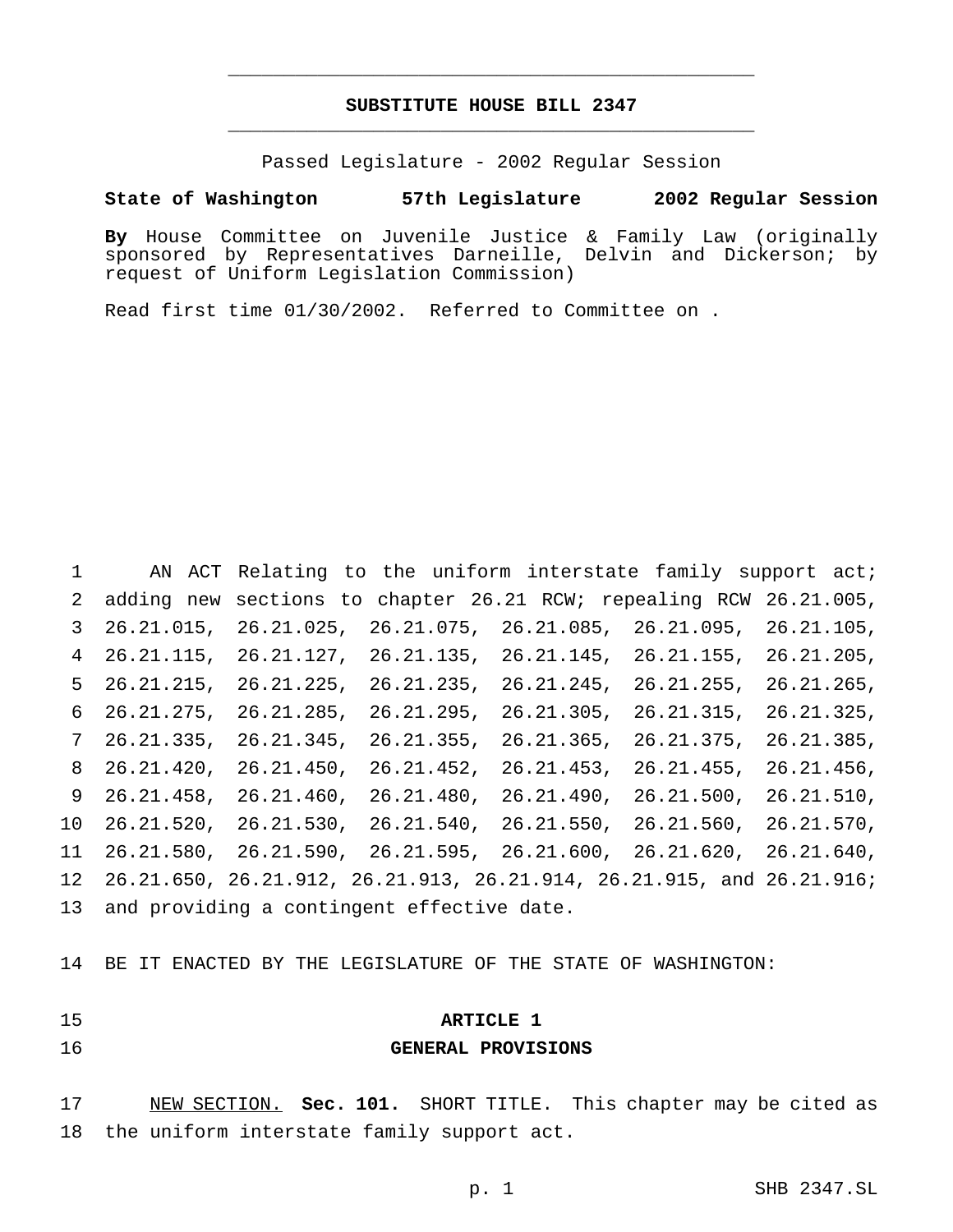**SUBSTITUTE HOUSE BILL 2347**

Passed Legislature - 2002 Regular Session

**State of Washington 57th Legislature 2002 Regular Session**

**By** House Committee on Juvenile Justice & Family Law (originally sponsored by Representatives Darneille, Delvin and Dickerson; by request of Uniform Legislation Commission)

Read first time 01/30/2002. Referred to Committee on .

AN ACT Relating to the uniform interstate family support act; adding new sections to chapter 26.21 RCW; repealing RCW 26.21.005, 26.21.015, 26.21.025, 26.21.075, 26.21.085, 26.21.095, 26.21.105, 26.21.115, 26.21.127, 26.21.135, 26.21.145, 26.21.155, 26.21.205, 26.21.215, 26.21.225, 26.21.235, 26.21.245, 26.21.255, 26.21.265, 26.21.275, 26.21.285, 26.21.295, 26.21.305, 26.21.315, 26.21.325, 26.21.335, 26.21.345, 26.21.355, 26.21.365, 26.21.375, 26.21.385, 26.21.420, 26.21.450, 26.21.452, 26.21.453, 26.21.455, 26.21.456, 26.21.458, 26.21.460, 26.21.480, 26.21.490, 26.21.500, 26.21.510, 26.21.520, 26.21.530, 26.21.540, 26.21.550, 26.21.560, 26.21.570, 26.21.580, 26.21.590, 26.21.595, 26.21.600, 26.21.620, 26.21.640, 26.21.650, 26.21.912, 26.21.913, 26.21.914, 26.21.915, and 26.21.916; and providing a contingent effective date.

BE IT ENACTED BY THE LEGISLATURE OF THE STATE OF WASHINGTON:

## ARTICLE 1
## GENERAL PROVISIONS

NEW SECTION. **Sec. 101.** SHORT TITLE. This chapter may be cited as the uniform interstate family support act.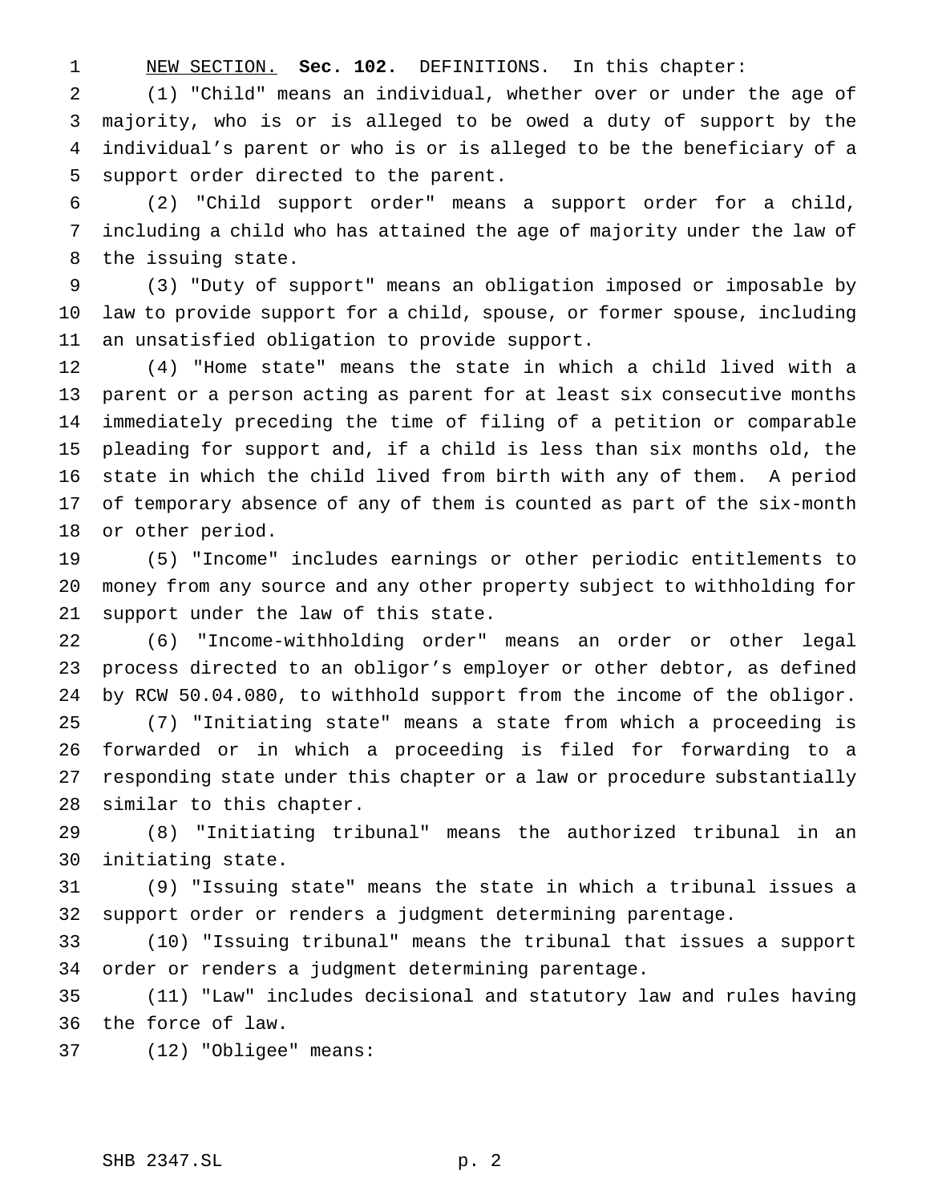NEW SECTION. **Sec. 102.** DEFINITIONS. In this chapter:

(1) "Child" means an individual, whether over or under the age of majority, who is or is alleged to be owed a duty of support by the individual's parent or who is or is alleged to be the beneficiary of a support order directed to the parent.

(2) "Child support order" means a support order for a child, including a child who has attained the age of majority under the law of the issuing state.

(3) "Duty of support" means an obligation imposed or imposable by law to provide support for a child, spouse, or former spouse, including an unsatisfied obligation to provide support.

(4) "Home state" means the state in which a child lived with a parent or a person acting as parent for at least six consecutive months immediately preceding the time of filing of a petition or comparable pleading for support and, if a child is less than six months old, the state in which the child lived from birth with any of them. A period of temporary absence of any of them is counted as part of the six-month or other period.

(5) "Income" includes earnings or other periodic entitlements to money from any source and any other property subject to withholding for support under the law of this state.

(6) "Income-withholding order" means an order or other legal process directed to an obligor's employer or other debtor, as defined by RCW 50.04.080, to withhold support from the income of the obligor.

(7) "Initiating state" means a state from which a proceeding is forwarded or in which a proceeding is filed for forwarding to a responding state under this chapter or a law or procedure substantially similar to this chapter.

(8) "Initiating tribunal" means the authorized tribunal in an initiating state.

(9) "Issuing state" means the state in which a tribunal issues a support order or renders a judgment determining parentage.

(10) "Issuing tribunal" means the tribunal that issues a support order or renders a judgment determining parentage.

(11) "Law" includes decisional and statutory law and rules having the force of law.

(12) "Obligee" means: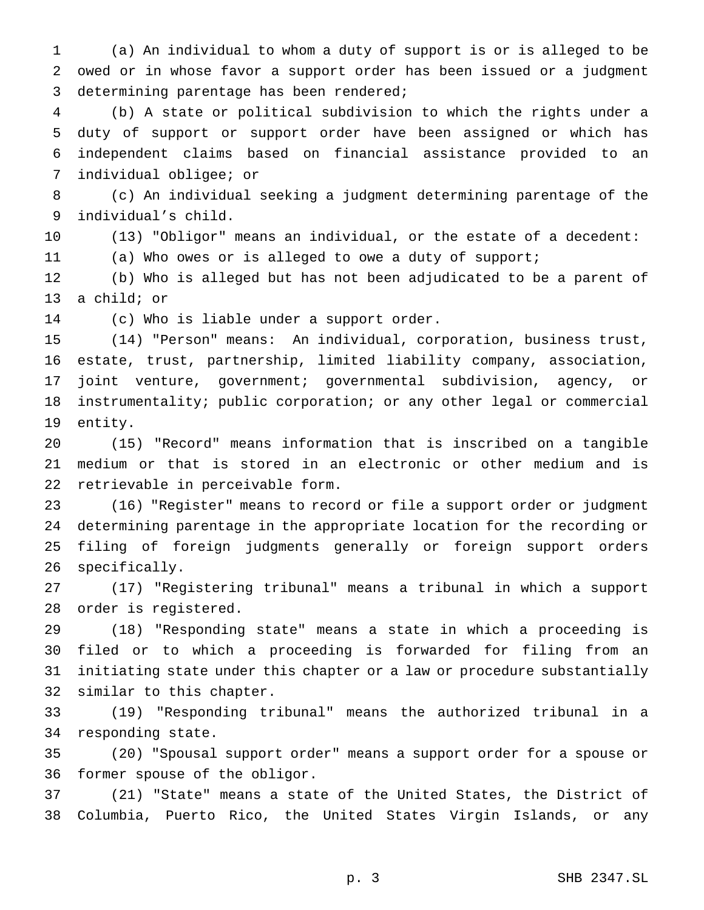(a) An individual to whom a duty of support is or is alleged to be owed or in whose favor a support order has been issued or a judgment determining parentage has been rendered;

(b) A state or political subdivision to which the rights under a duty of support or support order have been assigned or which has independent claims based on financial assistance provided to an individual obligee; or

(c) An individual seeking a judgment determining parentage of the individual's child.

(13) "Obligor" means an individual, or the estate of a decedent:

(a) Who owes or is alleged to owe a duty of support;

(b) Who is alleged but has not been adjudicated to be a parent of a child; or

(c) Who is liable under a support order.

(14) "Person" means: An individual, corporation, business trust, estate, trust, partnership, limited liability company, association, joint venture, government; governmental subdivision, agency, or instrumentality; public corporation; or any other legal or commercial entity.

(15) "Record" means information that is inscribed on a tangible medium or that is stored in an electronic or other medium and is retrievable in perceivable form.

(16) "Register" means to record or file a support order or judgment determining parentage in the appropriate location for the recording or filing of foreign judgments generally or foreign support orders specifically.

(17) "Registering tribunal" means a tribunal in which a support order is registered.

(18) "Responding state" means a state in which a proceeding is filed or to which a proceeding is forwarded for filing from an initiating state under this chapter or a law or procedure substantially similar to this chapter.

(19) "Responding tribunal" means the authorized tribunal in a responding state.

(20) "Spousal support order" means a support order for a spouse or former spouse of the obligor.

(21) "State" means a state of the United States, the District of Columbia, Puerto Rico, the United States Virgin Islands, or any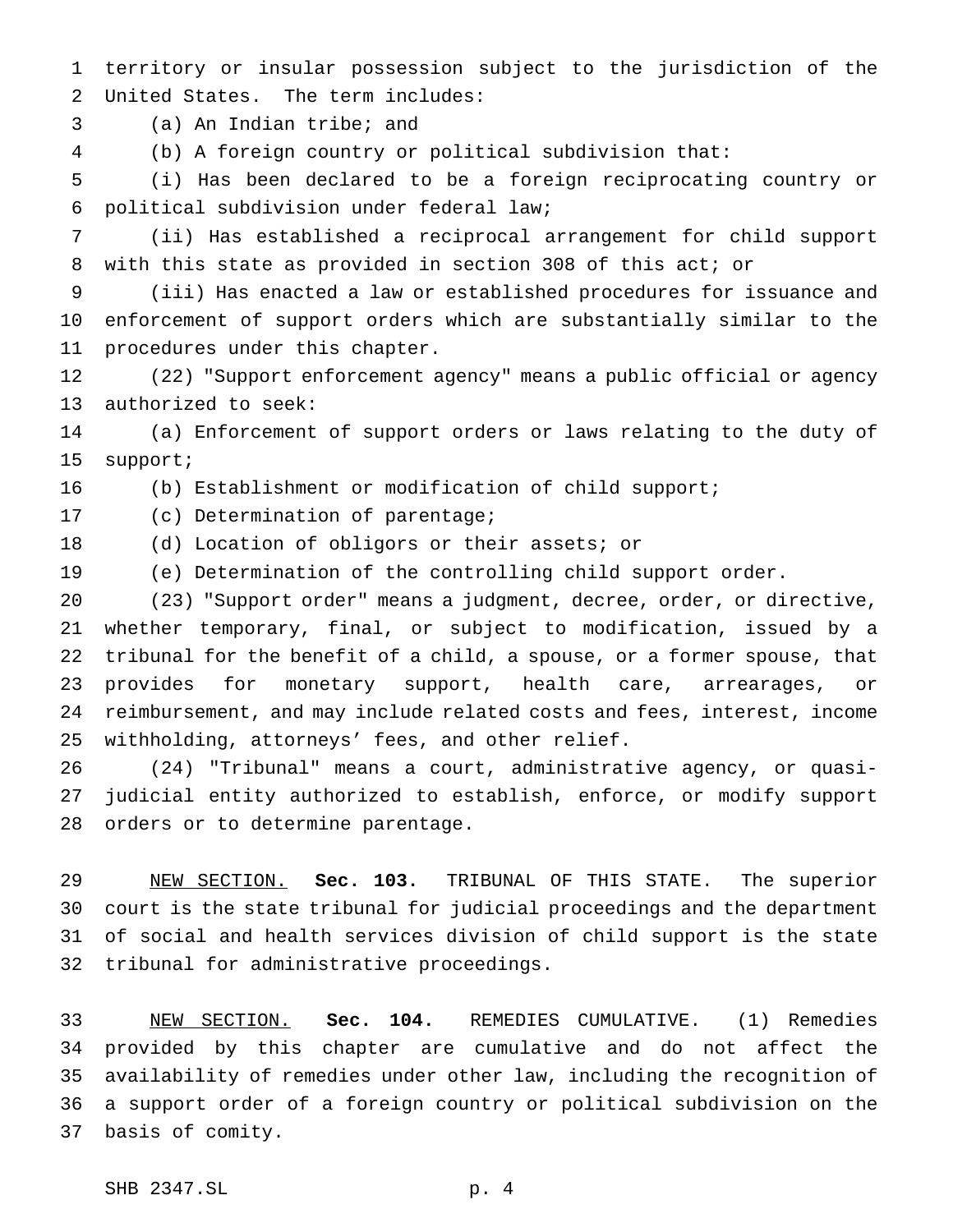territory or insular possession subject to the jurisdiction of the United States. The term includes:

(a) An Indian tribe; and

(b) A foreign country or political subdivision that:

(i) Has been declared to be a foreign reciprocating country or political subdivision under federal law;

(ii) Has established a reciprocal arrangement for child support with this state as provided in section 308 of this act; or

(iii) Has enacted a law or established procedures for issuance and enforcement of support orders which are substantially similar to the procedures under this chapter.

(22) "Support enforcement agency" means a public official or agency authorized to seek:

(a) Enforcement of support orders or laws relating to the duty of support;

(b) Establishment or modification of child support;

(c) Determination of parentage;

(d) Location of obligors or their assets; or

(e) Determination of the controlling child support order.

(23) "Support order" means a judgment, decree, order, or directive, whether temporary, final, or subject to modification, issued by a tribunal for the benefit of a child, a spouse, or a former spouse, that provides for monetary support, health care, arrearages, or reimbursement, and may include related costs and fees, interest, income withholding, attorneys' fees, and other relief.

(24) "Tribunal" means a court, administrative agency, or quasi-judicial entity authorized to establish, enforce, or modify support orders or to determine parentage.

NEW SECTION. **Sec. 103.** TRIBUNAL OF THIS STATE. The superior court is the state tribunal for judicial proceedings and the department of social and health services division of child support is the state tribunal for administrative proceedings.

NEW SECTION. **Sec. 104.** REMEDIES CUMULATIVE. (1) Remedies provided by this chapter are cumulative and do not affect the availability of remedies under other law, including the recognition of a support order of a foreign country or political subdivision on the basis of comity.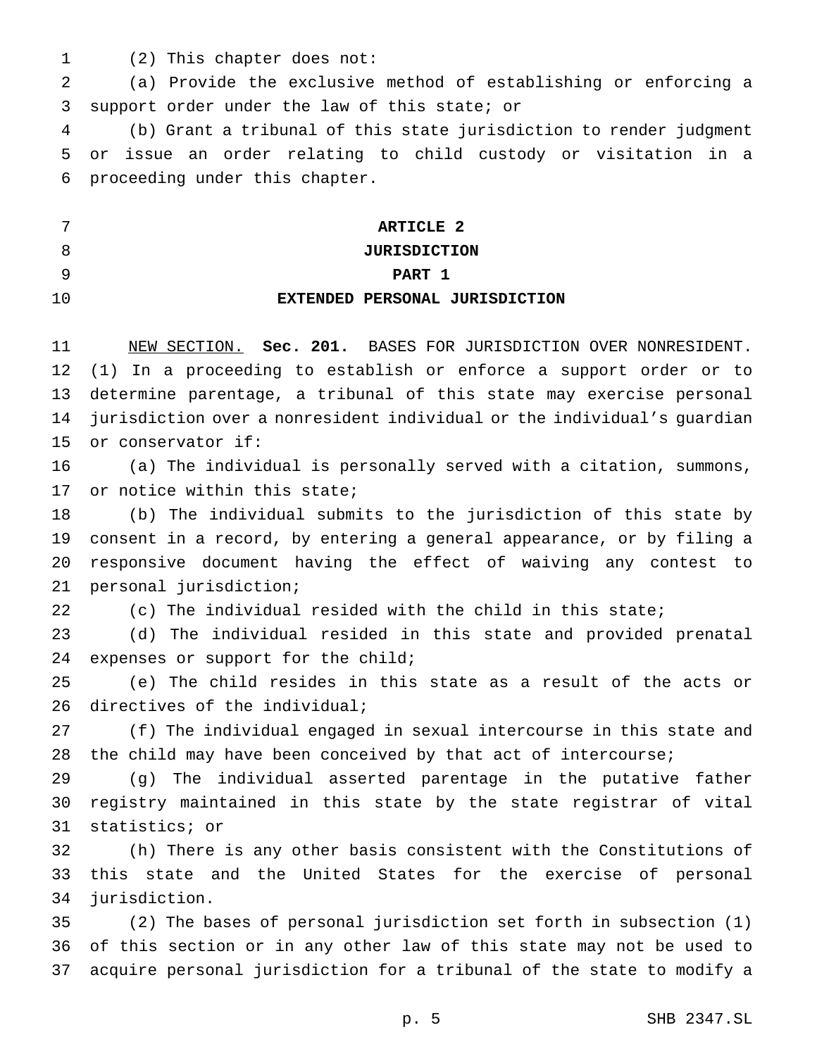(2) This chapter does not:

(a) Provide the exclusive method of establishing or enforcing a support order under the law of this state; or

(b) Grant a tribunal of this state jurisdiction to render judgment or issue an order relating to child custody or visitation in a proceeding under this chapter.

## ARTICLE 2
## JURISDICTION
### PART 1
### EXTENDED PERSONAL JURISDICTION

NEW SECTION. **Sec. 201.** BASES FOR JURISDICTION OVER NONRESIDENT. (1) In a proceeding to establish or enforce a support order or to determine parentage, a tribunal of this state may exercise personal jurisdiction over a nonresident individual or the individual's guardian or conservator if:

(a) The individual is personally served with a citation, summons, or notice within this state;

(b) The individual submits to the jurisdiction of this state by consent in a record, by entering a general appearance, or by filing a responsive document having the effect of waiving any contest to personal jurisdiction;

(c) The individual resided with the child in this state;

(d) The individual resided in this state and provided prenatal expenses or support for the child;

(e) The child resides in this state as a result of the acts or directives of the individual;

(f) The individual engaged in sexual intercourse in this state and the child may have been conceived by that act of intercourse;

(g) The individual asserted parentage in the putative father registry maintained in this state by the state registrar of vital statistics; or

(h) There is any other basis consistent with the Constitutions of this state and the United States for the exercise of personal jurisdiction.

(2) The bases of personal jurisdiction set forth in subsection (1) of this section or in any other law of this state may not be used to acquire personal jurisdiction for a tribunal of the state to modify a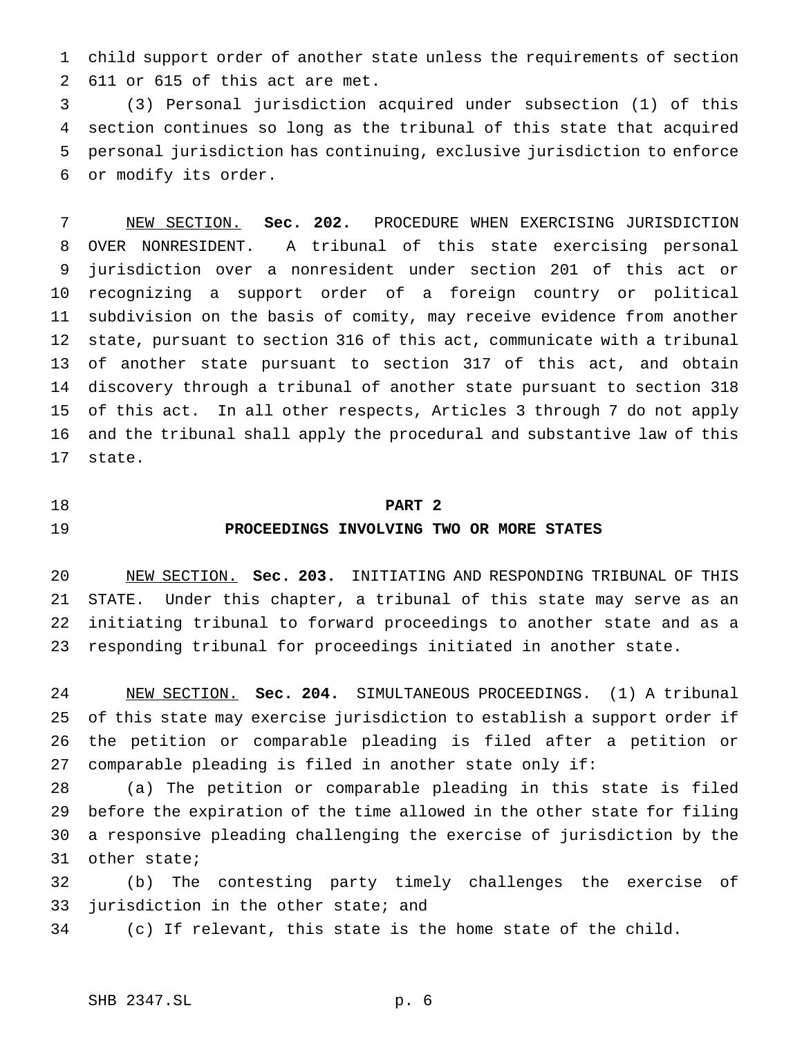child support order of another state unless the requirements of section 611 or 615 of this act are met.

(3) Personal jurisdiction acquired under subsection (1) of this section continues so long as the tribunal of this state that acquired personal jurisdiction has continuing, exclusive jurisdiction to enforce or modify its order.

NEW SECTION. **Sec. 202.** PROCEDURE WHEN EXERCISING JURISDICTION OVER NONRESIDENT. A tribunal of this state exercising personal jurisdiction over a nonresident under section 201 of this act or recognizing a support order of a foreign country or political subdivision on the basis of comity, may receive evidence from another state, pursuant to section 316 of this act, communicate with a tribunal of another state pursuant to section 317 of this act, and obtain discovery through a tribunal of another state pursuant to section 318 of this act. In all other respects, Articles 3 through 7 do not apply and the tribunal shall apply the procedural and substantive law of this state.

## PART 2
## PROCEEDINGS INVOLVING TWO OR MORE STATES

NEW SECTION. **Sec. 203.** INITIATING AND RESPONDING TRIBUNAL OF THIS STATE. Under this chapter, a tribunal of this state may serve as an initiating tribunal to forward proceedings to another state and as a responding tribunal for proceedings initiated in another state.

NEW SECTION. **Sec. 204.** SIMULTANEOUS PROCEEDINGS. (1) A tribunal of this state may exercise jurisdiction to establish a support order if the petition or comparable pleading is filed after a petition or comparable pleading is filed in another state only if:

(a) The petition or comparable pleading in this state is filed before the expiration of the time allowed in the other state for filing a responsive pleading challenging the exercise of jurisdiction by the other state;

(b) The contesting party timely challenges the exercise of jurisdiction in the other state; and

(c) If relevant, this state is the home state of the child.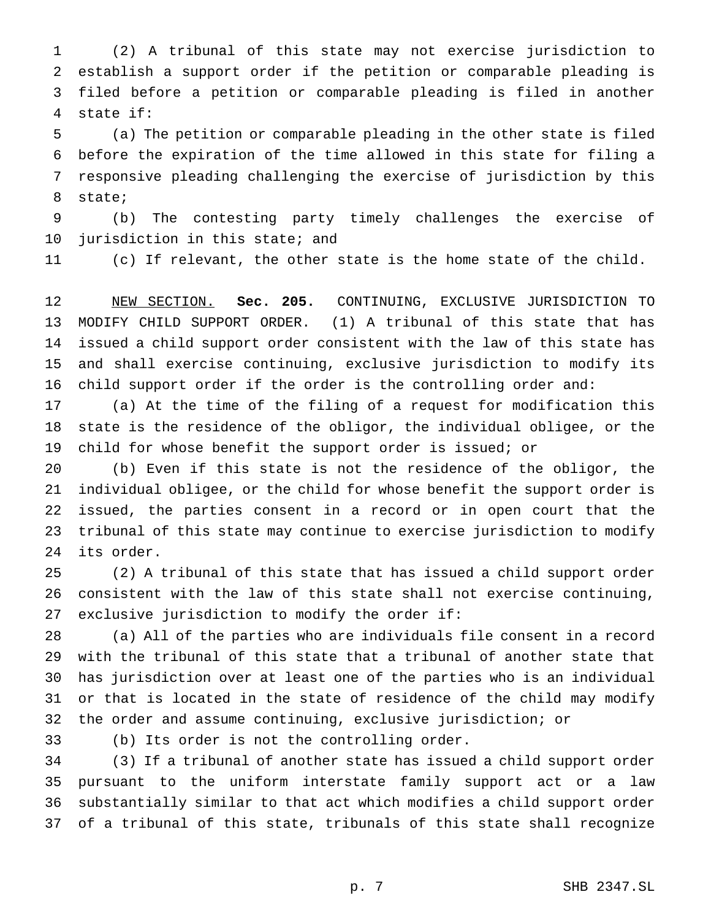(2) A tribunal of this state may not exercise jurisdiction to establish a support order if the petition or comparable pleading is filed before a petition or comparable pleading is filed in another state if:

(a) The petition or comparable pleading in the other state is filed before the expiration of the time allowed in this state for filing a responsive pleading challenging the exercise of jurisdiction by this state;

(b) The contesting party timely challenges the exercise of jurisdiction in this state; and

(c) If relevant, the other state is the home state of the child.

NEW SECTION. **Sec. 205.** CONTINUING, EXCLUSIVE JURISDICTION TO MODIFY CHILD SUPPORT ORDER. (1) A tribunal of this state that has issued a child support order consistent with the law of this state has and shall exercise continuing, exclusive jurisdiction to modify its child support order if the order is the controlling order and:

(a) At the time of the filing of a request for modification this state is the residence of the obligor, the individual obligee, or the child for whose benefit the support order is issued; or

(b) Even if this state is not the residence of the obligor, the individual obligee, or the child for whose benefit the support order is issued, the parties consent in a record or in open court that the tribunal of this state may continue to exercise jurisdiction to modify its order.

(2) A tribunal of this state that has issued a child support order consistent with the law of this state shall not exercise continuing, exclusive jurisdiction to modify the order if:

(a) All of the parties who are individuals file consent in a record with the tribunal of this state that a tribunal of another state that has jurisdiction over at least one of the parties who is an individual or that is located in the state of residence of the child may modify the order and assume continuing, exclusive jurisdiction; or

(b) Its order is not the controlling order.

(3) If a tribunal of another state has issued a child support order pursuant to the uniform interstate family support act or a law substantially similar to that act which modifies a child support order of a tribunal of this state, tribunals of this state shall recognize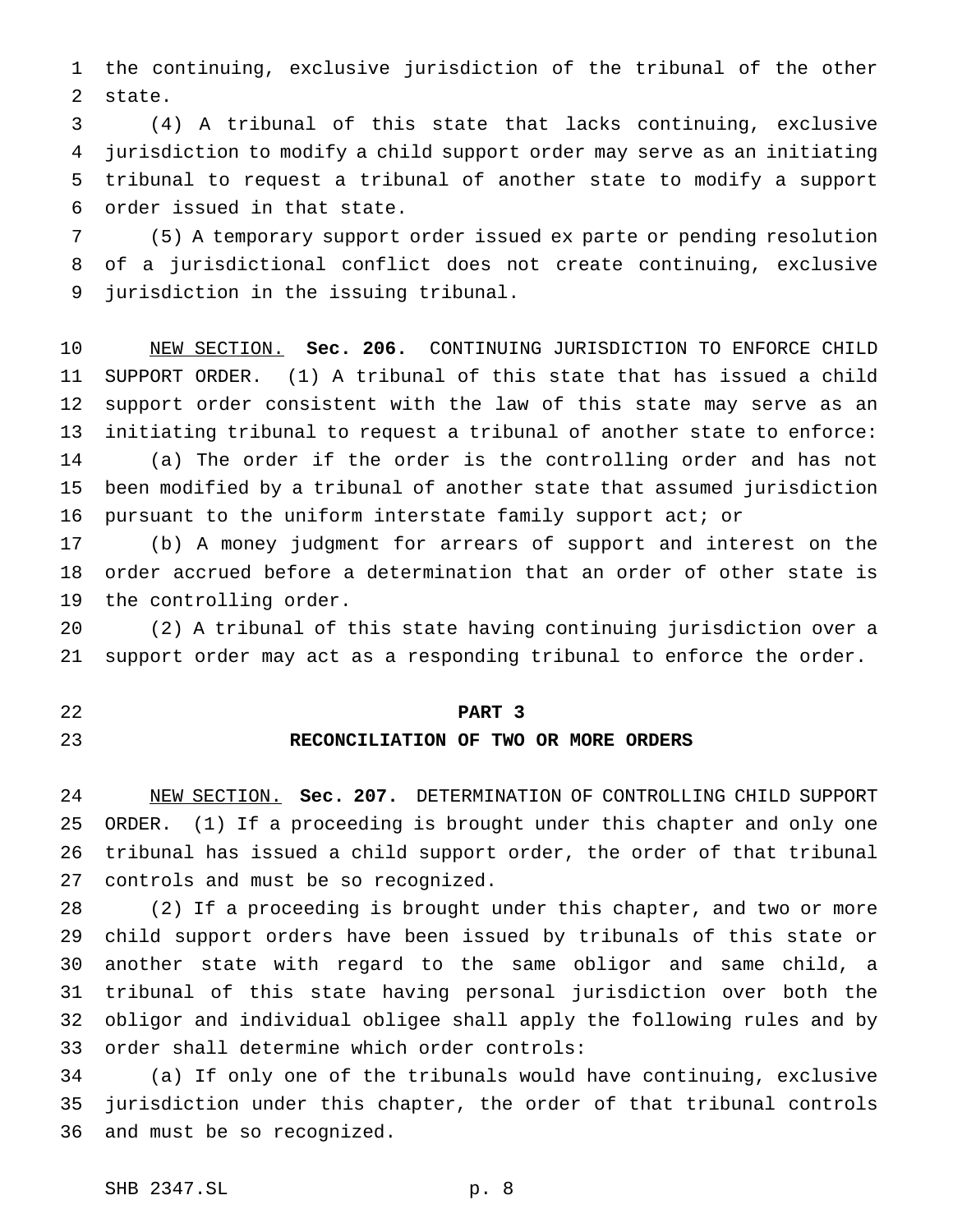the continuing, exclusive jurisdiction of the tribunal of the other state.

(4) A tribunal of this state that lacks continuing, exclusive jurisdiction to modify a child support order may serve as an initiating tribunal to request a tribunal of another state to modify a support order issued in that state.

(5) A temporary support order issued ex parte or pending resolution of a jurisdictional conflict does not create continuing, exclusive jurisdiction in the issuing tribunal.

NEW SECTION. **Sec. 206.** CONTINUING JURISDICTION TO ENFORCE CHILD SUPPORT ORDER. (1) A tribunal of this state that has issued a child support order consistent with the law of this state may serve as an initiating tribunal to request a tribunal of another state to enforce:

(a) The order if the order is the controlling order and has not been modified by a tribunal of another state that assumed jurisdiction pursuant to the uniform interstate family support act; or

(b) A money judgment for arrears of support and interest on the order accrued before a determination that an order of other state is the controlling order.

(2) A tribunal of this state having continuing jurisdiction over a support order may act as a responding tribunal to enforce the order.

## PART 3
## RECONCILIATION OF TWO OR MORE ORDERS

NEW SECTION. **Sec. 207.** DETERMINATION OF CONTROLLING CHILD SUPPORT ORDER. (1) If a proceeding is brought under this chapter and only one tribunal has issued a child support order, the order of that tribunal controls and must be so recognized.

(2) If a proceeding is brought under this chapter, and two or more child support orders have been issued by tribunals of this state or another state with regard to the same obligor and same child, a tribunal of this state having personal jurisdiction over both the obligor and individual obligee shall apply the following rules and by order shall determine which order controls:

(a) If only one of the tribunals would have continuing, exclusive jurisdiction under this chapter, the order of that tribunal controls and must be so recognized.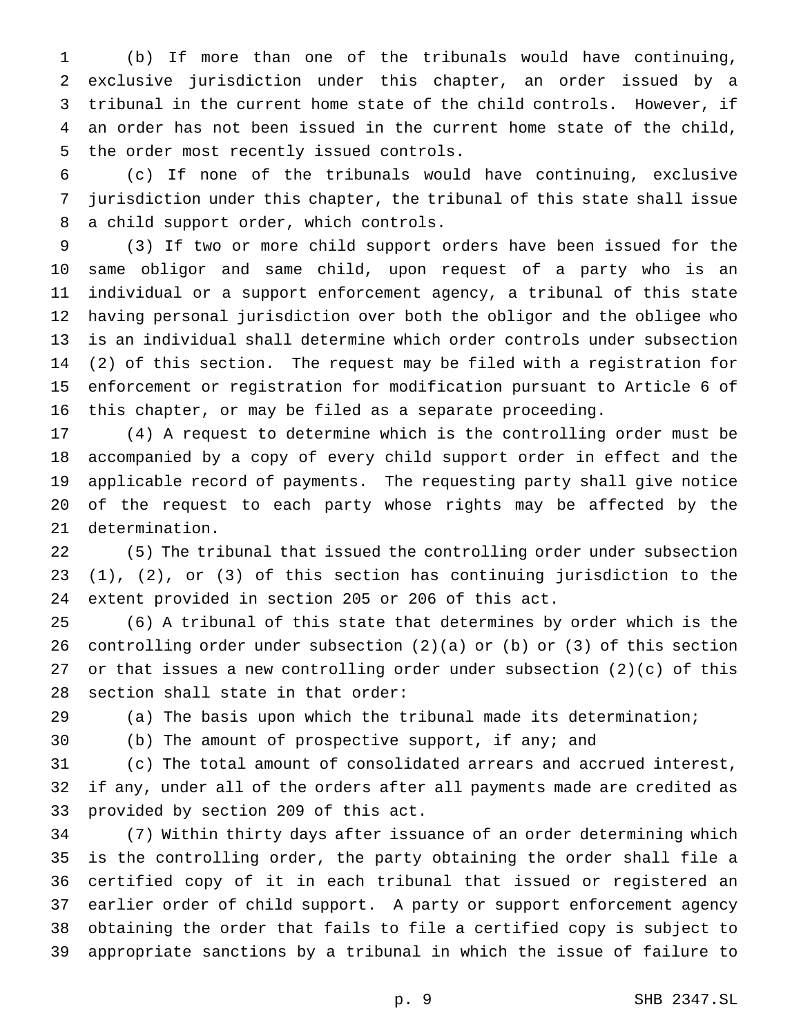(b) If more than one of the tribunals would have continuing, exclusive jurisdiction under this chapter, an order issued by a tribunal in the current home state of the child controls. However, if an order has not been issued in the current home state of the child, the order most recently issued controls.

(c) If none of the tribunals would have continuing, exclusive jurisdiction under this chapter, the tribunal of this state shall issue a child support order, which controls.

(3) If two or more child support orders have been issued for the same obligor and same child, upon request of a party who is an individual or a support enforcement agency, a tribunal of this state having personal jurisdiction over both the obligor and the obligee who is an individual shall determine which order controls under subsection (2) of this section. The request may be filed with a registration for enforcement or registration for modification pursuant to Article 6 of this chapter, or may be filed as a separate proceeding.

(4) A request to determine which is the controlling order must be accompanied by a copy of every child support order in effect and the applicable record of payments. The requesting party shall give notice of the request to each party whose rights may be affected by the determination.

(5) The tribunal that issued the controlling order under subsection (1), (2), or (3) of this section has continuing jurisdiction to the extent provided in section 205 or 206 of this act.

(6) A tribunal of this state that determines by order which is the controlling order under subsection (2)(a) or (b) or (3) of this section or that issues a new controlling order under subsection (2)(c) of this section shall state in that order:

(a) The basis upon which the tribunal made its determination;

(b) The amount of prospective support, if any; and

(c) The total amount of consolidated arrears and accrued interest, if any, under all of the orders after all payments made are credited as provided by section 209 of this act.

(7) Within thirty days after issuance of an order determining which is the controlling order, the party obtaining the order shall file a certified copy of it in each tribunal that issued or registered an earlier order of child support. A party or support enforcement agency obtaining the order that fails to file a certified copy is subject to appropriate sanctions by a tribunal in which the issue of failure to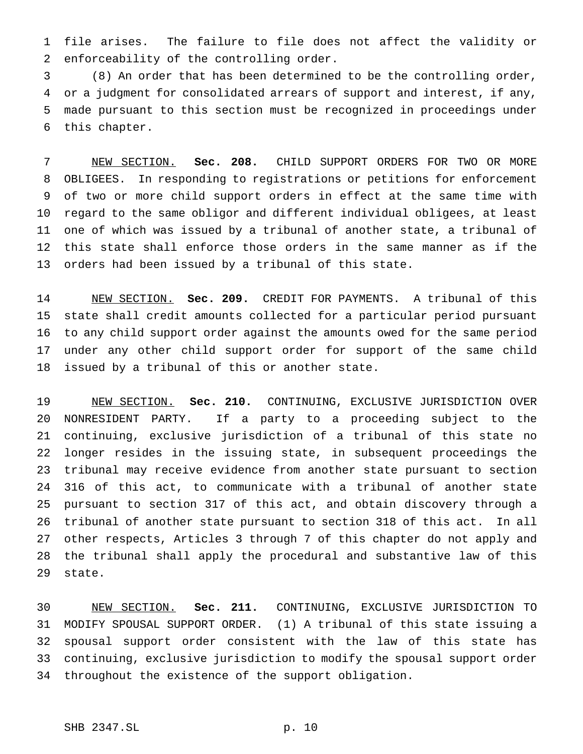file arises. The failure to file does not affect the validity or enforceability of the controlling order.

(8) An order that has been determined to be the controlling order, or a judgment for consolidated arrears of support and interest, if any, made pursuant to this section must be recognized in proceedings under this chapter.

NEW SECTION. **Sec. 208.** CHILD SUPPORT ORDERS FOR TWO OR MORE OBLIGEES. In responding to registrations or petitions for enforcement of two or more child support orders in effect at the same time with regard to the same obligor and different individual obligees, at least one of which was issued by a tribunal of another state, a tribunal of this state shall enforce those orders in the same manner as if the orders had been issued by a tribunal of this state.

NEW SECTION. **Sec. 209.** CREDIT FOR PAYMENTS. A tribunal of this state shall credit amounts collected for a particular period pursuant to any child support order against the amounts owed for the same period under any other child support order for support of the same child issued by a tribunal of this or another state.

NEW SECTION. **Sec. 210.** CONTINUING, EXCLUSIVE JURISDICTION OVER NONRESIDENT PARTY. If a party to a proceeding subject to the continuing, exclusive jurisdiction of a tribunal of this state no longer resides in the issuing state, in subsequent proceedings the tribunal may receive evidence from another state pursuant to section 316 of this act, to communicate with a tribunal of another state pursuant to section 317 of this act, and obtain discovery through a tribunal of another state pursuant to section 318 of this act. In all other respects, Articles 3 through 7 of this chapter do not apply and the tribunal shall apply the procedural and substantive law of this state.

NEW SECTION. **Sec. 211.** CONTINUING, EXCLUSIVE JURISDICTION TO MODIFY SPOUSAL SUPPORT ORDER. (1) A tribunal of this state issuing a spousal support order consistent with the law of this state has continuing, exclusive jurisdiction to modify the spousal support order throughout the existence of the support obligation.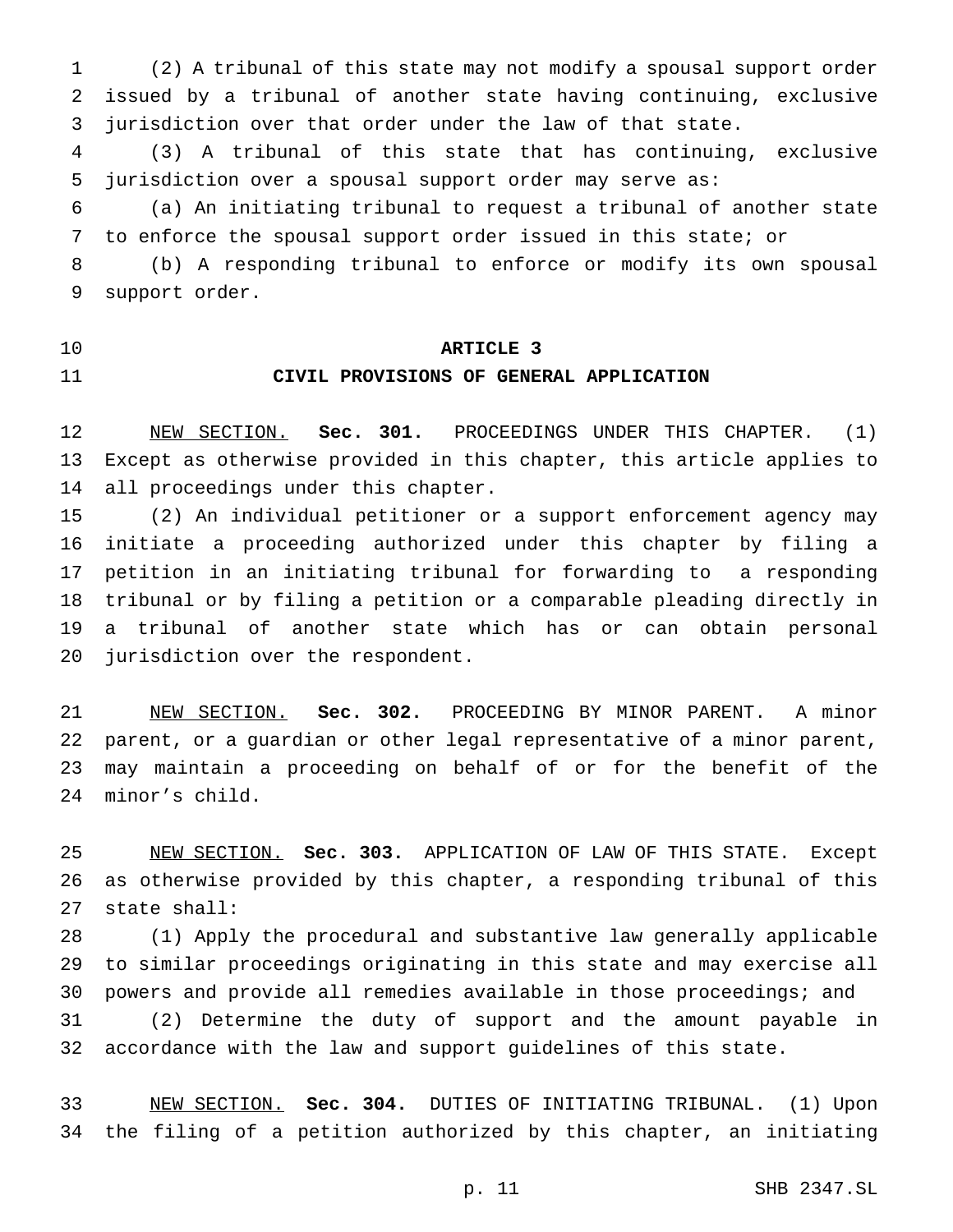(2) A tribunal of this state may not modify a spousal support order issued by a tribunal of another state having continuing, exclusive jurisdiction over that order under the law of that state.

(3) A tribunal of this state that has continuing, exclusive jurisdiction over a spousal support order may serve as:

(a) An initiating tribunal to request a tribunal of another state to enforce the spousal support order issued in this state; or

(b) A responding tribunal to enforce or modify its own spousal support order.

## ARTICLE 3
## CIVIL PROVISIONS OF GENERAL APPLICATION

NEW SECTION. **Sec. 301.** PROCEEDINGS UNDER THIS CHAPTER. (1) Except as otherwise provided in this chapter, this article applies to all proceedings under this chapter.

(2) An individual petitioner or a support enforcement agency may initiate a proceeding authorized under this chapter by filing a petition in an initiating tribunal for forwarding to a responding tribunal or by filing a petition or a comparable pleading directly in a tribunal of another state which has or can obtain personal jurisdiction over the respondent.

NEW SECTION. **Sec. 302.** PROCEEDING BY MINOR PARENT. A minor parent, or a guardian or other legal representative of a minor parent, may maintain a proceeding on behalf of or for the benefit of the minor's child.

NEW SECTION. **Sec. 303.** APPLICATION OF LAW OF THIS STATE. Except as otherwise provided by this chapter, a responding tribunal of this state shall:

(1) Apply the procedural and substantive law generally applicable to similar proceedings originating in this state and may exercise all powers and provide all remedies available in those proceedings; and

(2) Determine the duty of support and the amount payable in accordance with the law and support guidelines of this state.

NEW SECTION. **Sec. 304.** DUTIES OF INITIATING TRIBUNAL. (1) Upon the filing of a petition authorized by this chapter, an initiating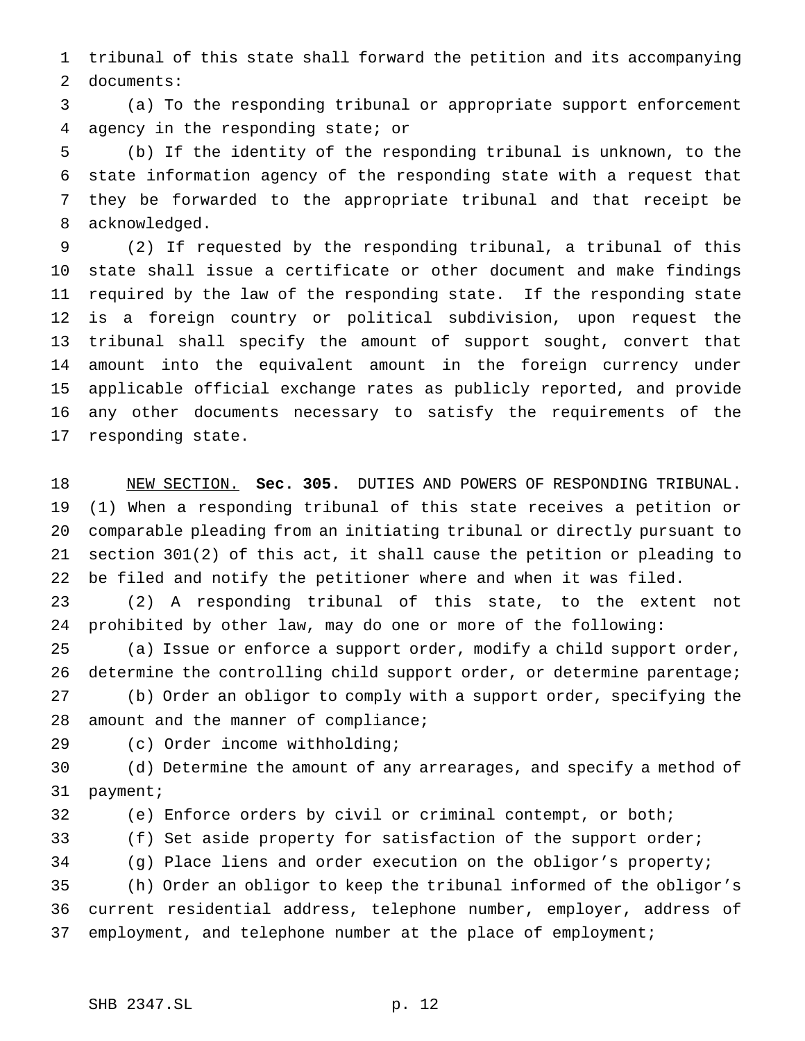tribunal of this state shall forward the petition and its accompanying documents:

(a) To the responding tribunal or appropriate support enforcement agency in the responding state; or

(b) If the identity of the responding tribunal is unknown, to the state information agency of the responding state with a request that they be forwarded to the appropriate tribunal and that receipt be acknowledged.

(2) If requested by the responding tribunal, a tribunal of this state shall issue a certificate or other document and make findings required by the law of the responding state. If the responding state is a foreign country or political subdivision, upon request the tribunal shall specify the amount of support sought, convert that amount into the equivalent amount in the foreign currency under applicable official exchange rates as publicly reported, and provide any other documents necessary to satisfy the requirements of the responding state.

NEW SECTION. **Sec. 305.** DUTIES AND POWERS OF RESPONDING TRIBUNAL. (1) When a responding tribunal of this state receives a petition or comparable pleading from an initiating tribunal or directly pursuant to section 301(2) of this act, it shall cause the petition or pleading to be filed and notify the petitioner where and when it was filed.

(2) A responding tribunal of this state, to the extent not prohibited by other law, may do one or more of the following:

(a) Issue or enforce a support order, modify a child support order, determine the controlling child support order, or determine parentage;

(b) Order an obligor to comply with a support order, specifying the amount and the manner of compliance;

(c) Order income withholding;

(d) Determine the amount of any arrearages, and specify a method of payment;

(e) Enforce orders by civil or criminal contempt, or both;

(f) Set aside property for satisfaction of the support order;

(g) Place liens and order execution on the obligor's property;

(h) Order an obligor to keep the tribunal informed of the obligor's current residential address, telephone number, employer, address of employment, and telephone number at the place of employment;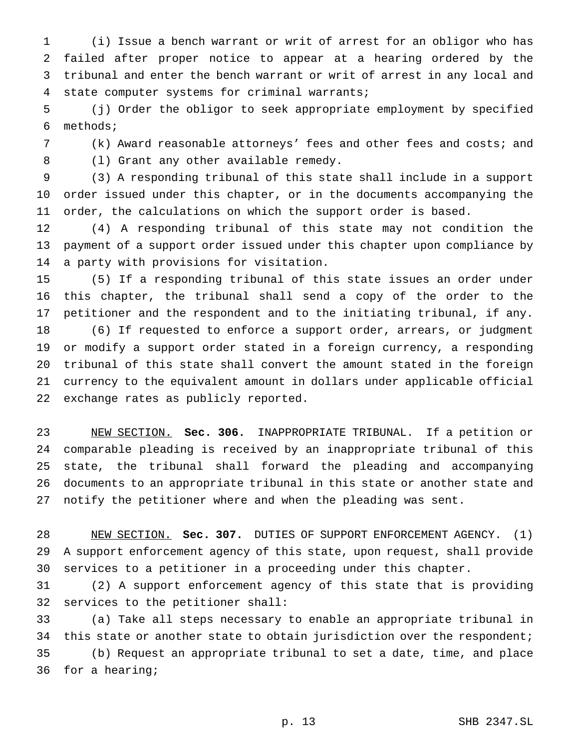(i) Issue a bench warrant or writ of arrest for an obligor who has failed after proper notice to appear at a hearing ordered by the tribunal and enter the bench warrant or writ of arrest in any local and state computer systems for criminal warrants;

(j) Order the obligor to seek appropriate employment by specified methods;

(k) Award reasonable attorneys' fees and other fees and costs; and

(l) Grant any other available remedy.

(3) A responding tribunal of this state shall include in a support order issued under this chapter, or in the documents accompanying the order, the calculations on which the support order is based.

(4) A responding tribunal of this state may not condition the payment of a support order issued under this chapter upon compliance by a party with provisions for visitation.

(5) If a responding tribunal of this state issues an order under this chapter, the tribunal shall send a copy of the order to the petitioner and the respondent and to the initiating tribunal, if any.

(6) If requested to enforce a support order, arrears, or judgment or modify a support order stated in a foreign currency, a responding tribunal of this state shall convert the amount stated in the foreign currency to the equivalent amount in dollars under applicable official exchange rates as publicly reported.

NEW SECTION. **Sec. 306.** INAPPROPRIATE TRIBUNAL. If a petition or comparable pleading is received by an inappropriate tribunal of this state, the tribunal shall forward the pleading and accompanying documents to an appropriate tribunal in this state or another state and notify the petitioner where and when the pleading was sent.

NEW SECTION. **Sec. 307.** DUTIES OF SUPPORT ENFORCEMENT AGENCY. (1) A support enforcement agency of this state, upon request, shall provide services to a petitioner in a proceeding under this chapter.

(2) A support enforcement agency of this state that is providing services to the petitioner shall:

(a) Take all steps necessary to enable an appropriate tribunal in this state or another state to obtain jurisdiction over the respondent;

(b) Request an appropriate tribunal to set a date, time, and place for a hearing;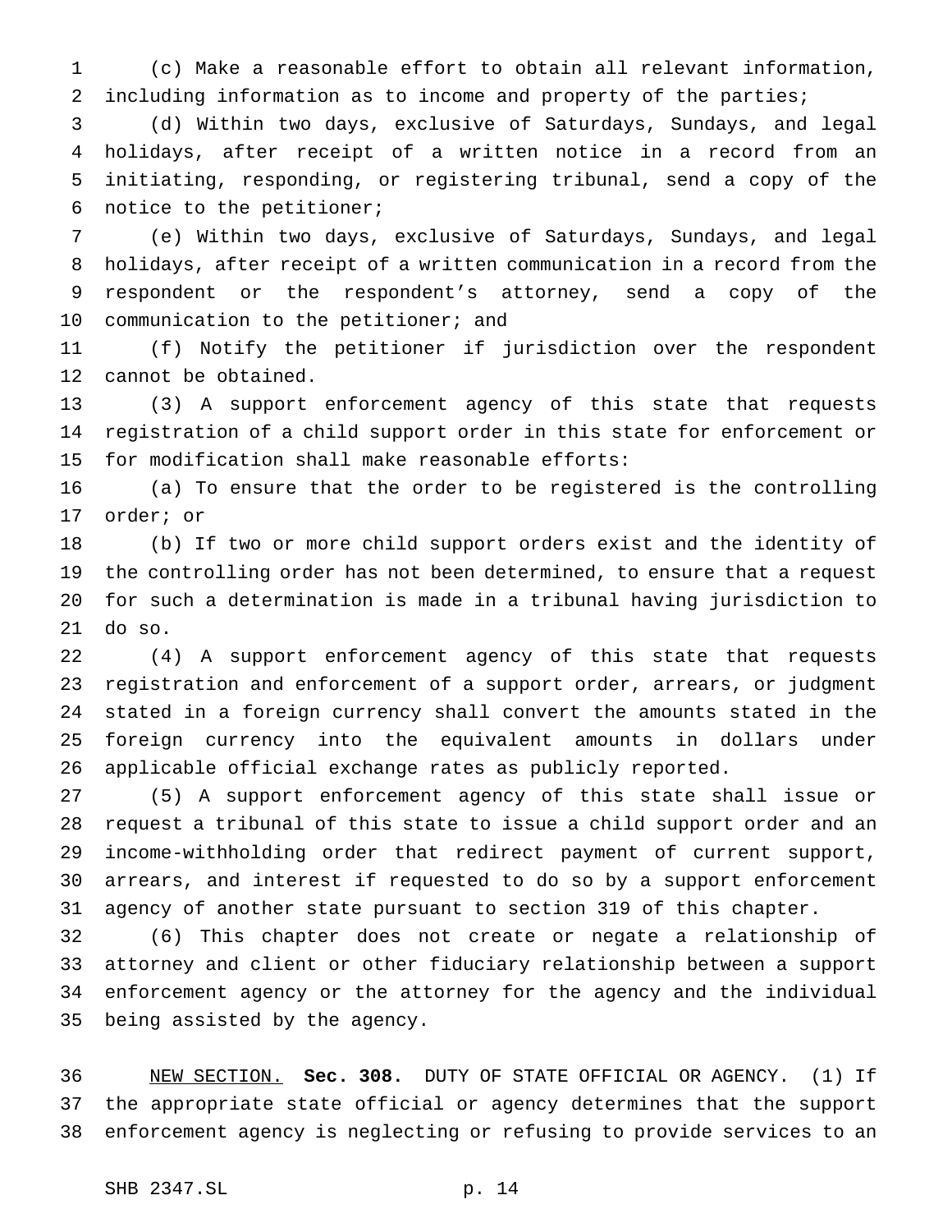(c) Make a reasonable effort to obtain all relevant information, including information as to income and property of the parties;

(d) Within two days, exclusive of Saturdays, Sundays, and legal holidays, after receipt of a written notice in a record from an initiating, responding, or registering tribunal, send a copy of the notice to the petitioner;

(e) Within two days, exclusive of Saturdays, Sundays, and legal holidays, after receipt of a written communication in a record from the respondent or the respondent's attorney, send a copy of the communication to the petitioner; and

(f) Notify the petitioner if jurisdiction over the respondent cannot be obtained.

(3) A support enforcement agency of this state that requests registration of a child support order in this state for enforcement or for modification shall make reasonable efforts:

(a) To ensure that the order to be registered is the controlling order; or

(b) If two or more child support orders exist and the identity of the controlling order has not been determined, to ensure that a request for such a determination is made in a tribunal having jurisdiction to do so.

(4) A support enforcement agency of this state that requests registration and enforcement of a support order, arrears, or judgment stated in a foreign currency shall convert the amounts stated in the foreign currency into the equivalent amounts in dollars under applicable official exchange rates as publicly reported.

(5) A support enforcement agency of this state shall issue or request a tribunal of this state to issue a child support order and an income-withholding order that redirect payment of current support, arrears, and interest if requested to do so by a support enforcement agency of another state pursuant to section 319 of this chapter.

(6) This chapter does not create or negate a relationship of attorney and client or other fiduciary relationship between a support enforcement agency or the attorney for the agency and the individual being assisted by the agency.

NEW SECTION. **Sec. 308.** DUTY OF STATE OFFICIAL OR AGENCY. (1) If the appropriate state official or agency determines that the support enforcement agency is neglecting or refusing to provide services to an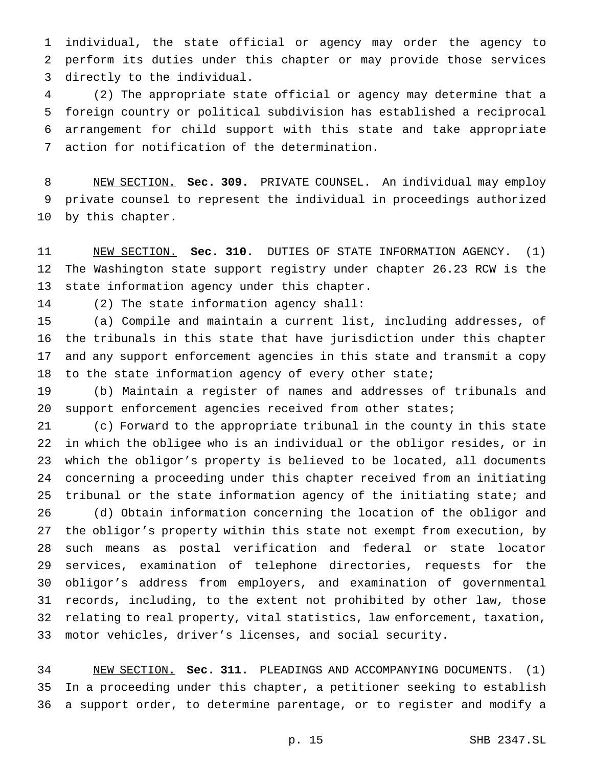individual, the state official or agency may order the agency to perform its duties under this chapter or may provide those services directly to the individual.

(2) The appropriate state official or agency may determine that a foreign country or political subdivision has established a reciprocal arrangement for child support with this state and take appropriate action for notification of the determination.

NEW SECTION. **Sec. 309.** PRIVATE COUNSEL. An individual may employ private counsel to represent the individual in proceedings authorized by this chapter.

NEW SECTION. **Sec. 310.** DUTIES OF STATE INFORMATION AGENCY. (1) The Washington state support registry under chapter 26.23 RCW is the state information agency under this chapter.

(2) The state information agency shall:

(a) Compile and maintain a current list, including addresses, of the tribunals in this state that have jurisdiction under this chapter and any support enforcement agencies in this state and transmit a copy to the state information agency of every other state;

(b) Maintain a register of names and addresses of tribunals and support enforcement agencies received from other states;

(c) Forward to the appropriate tribunal in the county in this state in which the obligee who is an individual or the obligor resides, or in which the obligor's property is believed to be located, all documents concerning a proceeding under this chapter received from an initiating tribunal or the state information agency of the initiating state; and

(d) Obtain information concerning the location of the obligor and the obligor's property within this state not exempt from execution, by such means as postal verification and federal or state locator services, examination of telephone directories, requests for the obligor's address from employers, and examination of governmental records, including, to the extent not prohibited by other law, those relating to real property, vital statistics, law enforcement, taxation, motor vehicles, driver's licenses, and social security.

NEW SECTION. **Sec. 311.** PLEADINGS AND ACCOMPANYING DOCUMENTS. (1) In a proceeding under this chapter, a petitioner seeking to establish a support order, to determine parentage, or to register and modify a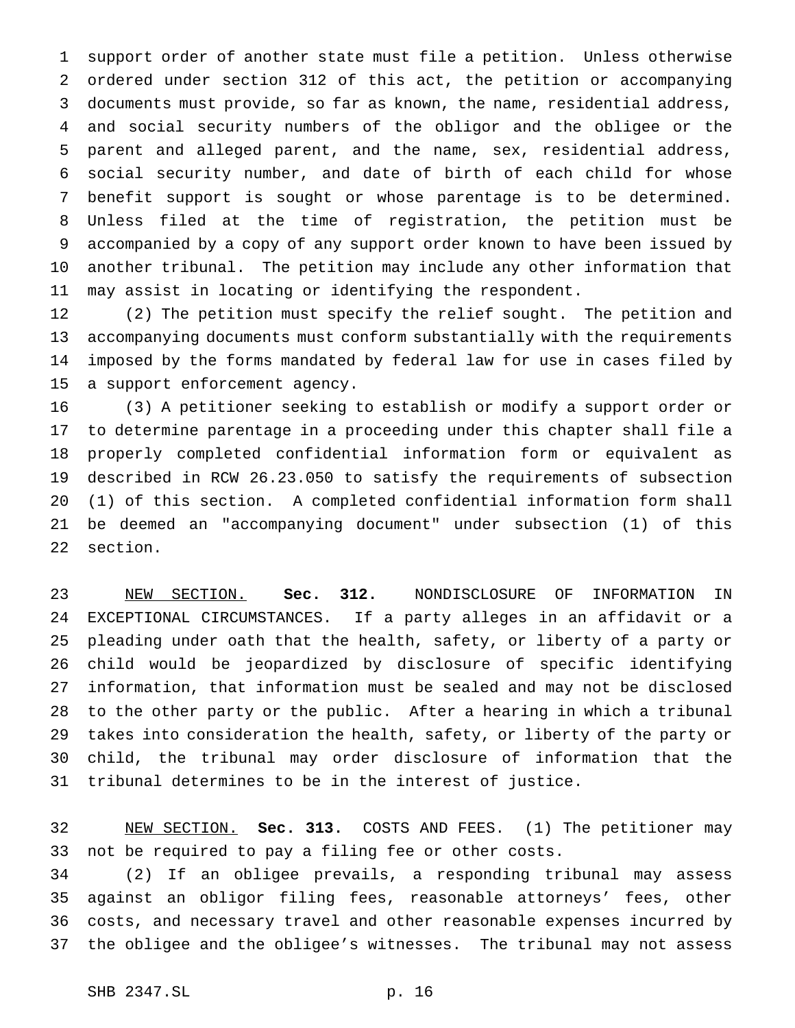support order of another state must file a petition. Unless otherwise ordered under section 312 of this act, the petition or accompanying documents must provide, so far as known, the name, residential address, and social security numbers of the obligor and the obligee or the parent and alleged parent, and the name, sex, residential address, social security number, and date of birth of each child for whose benefit support is sought or whose parentage is to be determined. Unless filed at the time of registration, the petition must be accompanied by a copy of any support order known to have been issued by another tribunal. The petition may include any other information that may assist in locating or identifying the respondent.

(2) The petition must specify the relief sought. The petition and accompanying documents must conform substantially with the requirements imposed by the forms mandated by federal law for use in cases filed by a support enforcement agency.

(3) A petitioner seeking to establish or modify a support order or to determine parentage in a proceeding under this chapter shall file a properly completed confidential information form or equivalent as described in RCW 26.23.050 to satisfy the requirements of subsection (1) of this section. A completed confidential information form shall be deemed an "accompanying document" under subsection (1) of this section.

NEW SECTION. **Sec. 312.** NONDISCLOSURE OF INFORMATION IN EXCEPTIONAL CIRCUMSTANCES. If a party alleges in an affidavit or a pleading under oath that the health, safety, or liberty of a party or child would be jeopardized by disclosure of specific identifying information, that information must be sealed and may not be disclosed to the other party or the public. After a hearing in which a tribunal takes into consideration the health, safety, or liberty of the party or child, the tribunal may order disclosure of information that the tribunal determines to be in the interest of justice.

NEW SECTION. **Sec. 313.** COSTS AND FEES. (1) The petitioner may not be required to pay a filing fee or other costs.

(2) If an obligee prevails, a responding tribunal may assess against an obligor filing fees, reasonable attorneys' fees, other costs, and necessary travel and other reasonable expenses incurred by the obligee and the obligee's witnesses. The tribunal may not assess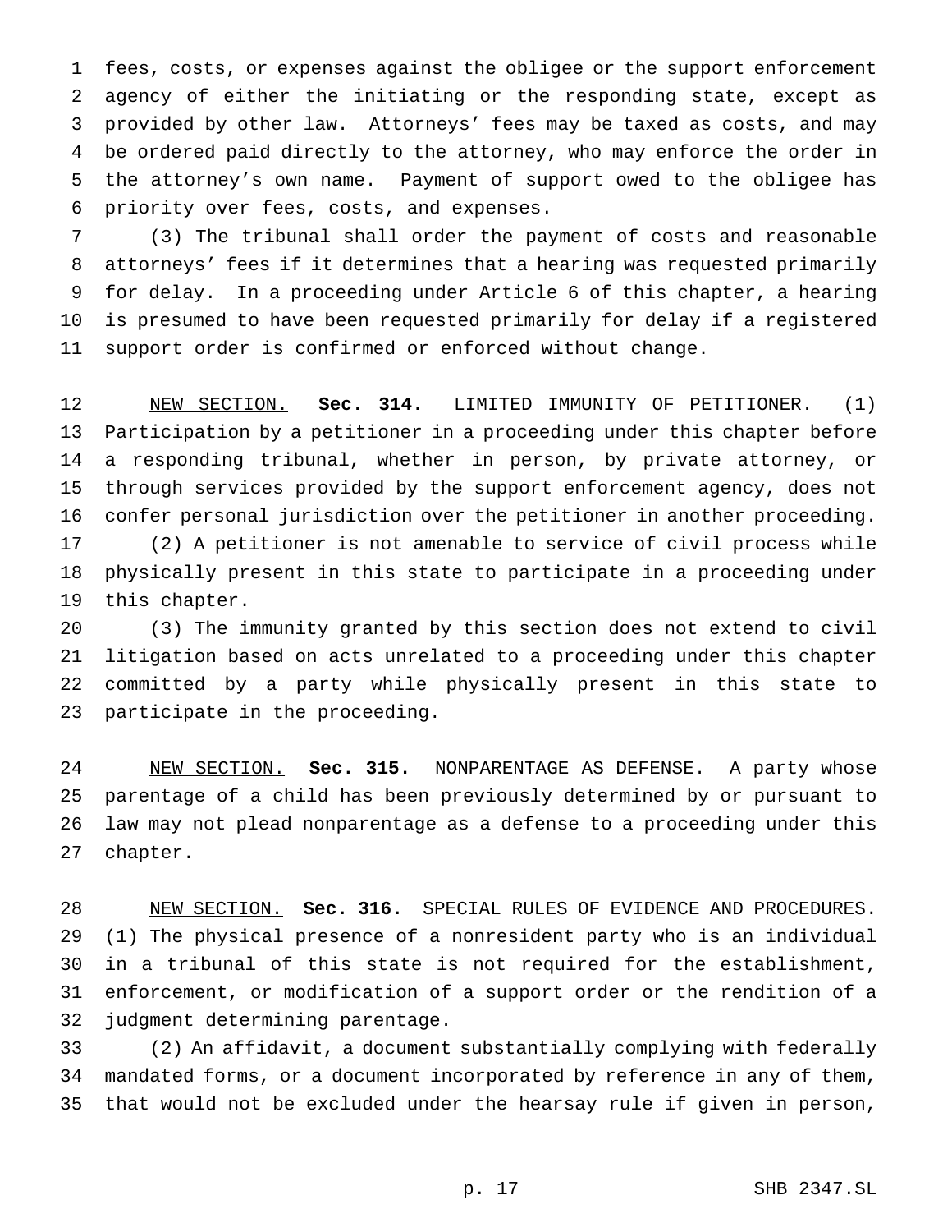fees, costs, or expenses against the obligee or the support enforcement agency of either the initiating or the responding state, except as provided by other law. Attorneys' fees may be taxed as costs, and may be ordered paid directly to the attorney, who may enforce the order in the attorney's own name. Payment of support owed to the obligee has priority over fees, costs, and expenses.

(3) The tribunal shall order the payment of costs and reasonable attorneys' fees if it determines that a hearing was requested primarily for delay. In a proceeding under Article 6 of this chapter, a hearing is presumed to have been requested primarily for delay if a registered support order is confirmed or enforced without change.

NEW SECTION. **Sec. 314.** LIMITED IMMUNITY OF PETITIONER. (1) Participation by a petitioner in a proceeding under this chapter before a responding tribunal, whether in person, by private attorney, or through services provided by the support enforcement agency, does not confer personal jurisdiction over the petitioner in another proceeding.

(2) A petitioner is not amenable to service of civil process while physically present in this state to participate in a proceeding under this chapter.

(3) The immunity granted by this section does not extend to civil litigation based on acts unrelated to a proceeding under this chapter committed by a party while physically present in this state to participate in the proceeding.

NEW SECTION. **Sec. 315.** NONPARENTAGE AS DEFENSE. A party whose parentage of a child has been previously determined by or pursuant to law may not plead nonparentage as a defense to a proceeding under this chapter.

NEW SECTION. **Sec. 316.** SPECIAL RULES OF EVIDENCE AND PROCEDURES. (1) The physical presence of a nonresident party who is an individual in a tribunal of this state is not required for the establishment, enforcement, or modification of a support order or the rendition of a judgment determining parentage.

(2) An affidavit, a document substantially complying with federally mandated forms, or a document incorporated by reference in any of them, that would not be excluded under the hearsay rule if given in person,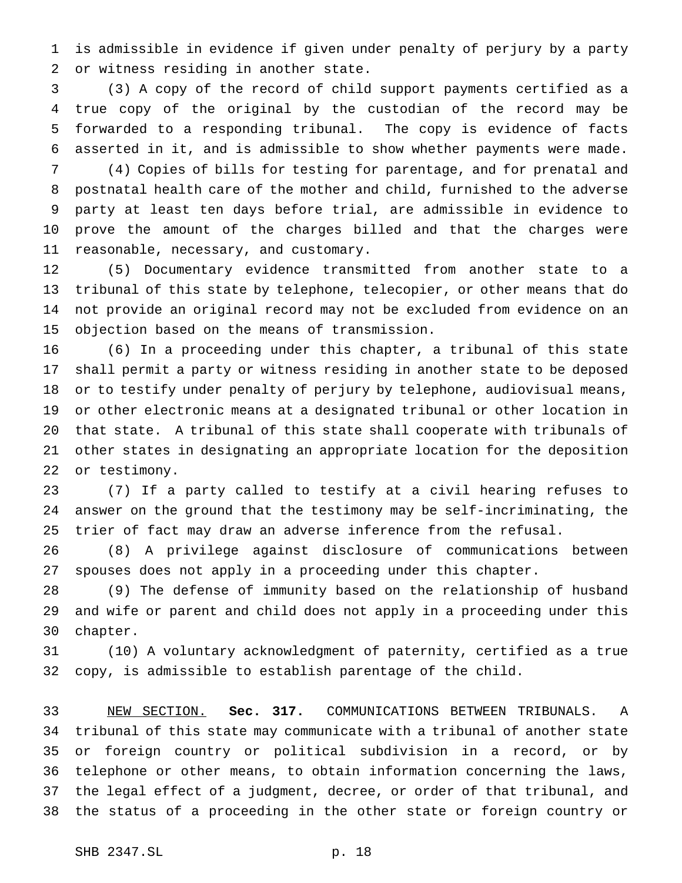is admissible in evidence if given under penalty of perjury by a party or witness residing in another state.

(3) A copy of the record of child support payments certified as a true copy of the original by the custodian of the record may be forwarded to a responding tribunal. The copy is evidence of facts asserted in it, and is admissible to show whether payments were made.

(4) Copies of bills for testing for parentage, and for prenatal and postnatal health care of the mother and child, furnished to the adverse party at least ten days before trial, are admissible in evidence to prove the amount of the charges billed and that the charges were reasonable, necessary, and customary.

(5) Documentary evidence transmitted from another state to a tribunal of this state by telephone, telecopier, or other means that do not provide an original record may not be excluded from evidence on an objection based on the means of transmission.

(6) In a proceeding under this chapter, a tribunal of this state shall permit a party or witness residing in another state to be deposed or to testify under penalty of perjury by telephone, audiovisual means, or other electronic means at a designated tribunal or other location in that state. A tribunal of this state shall cooperate with tribunals of other states in designating an appropriate location for the deposition or testimony.

(7) If a party called to testify at a civil hearing refuses to answer on the ground that the testimony may be self-incriminating, the trier of fact may draw an adverse inference from the refusal.

(8) A privilege against disclosure of communications between spouses does not apply in a proceeding under this chapter.

(9) The defense of immunity based on the relationship of husband and wife or parent and child does not apply in a proceeding under this chapter.

(10) A voluntary acknowledgment of paternity, certified as a true copy, is admissible to establish parentage of the child.

NEW SECTION. **Sec. 317.** COMMUNICATIONS BETWEEN TRIBUNALS. A tribunal of this state may communicate with a tribunal of another state or foreign country or political subdivision in a record, or by telephone or other means, to obtain information concerning the laws, the legal effect of a judgment, decree, or order of that tribunal, and the status of a proceeding in the other state or foreign country or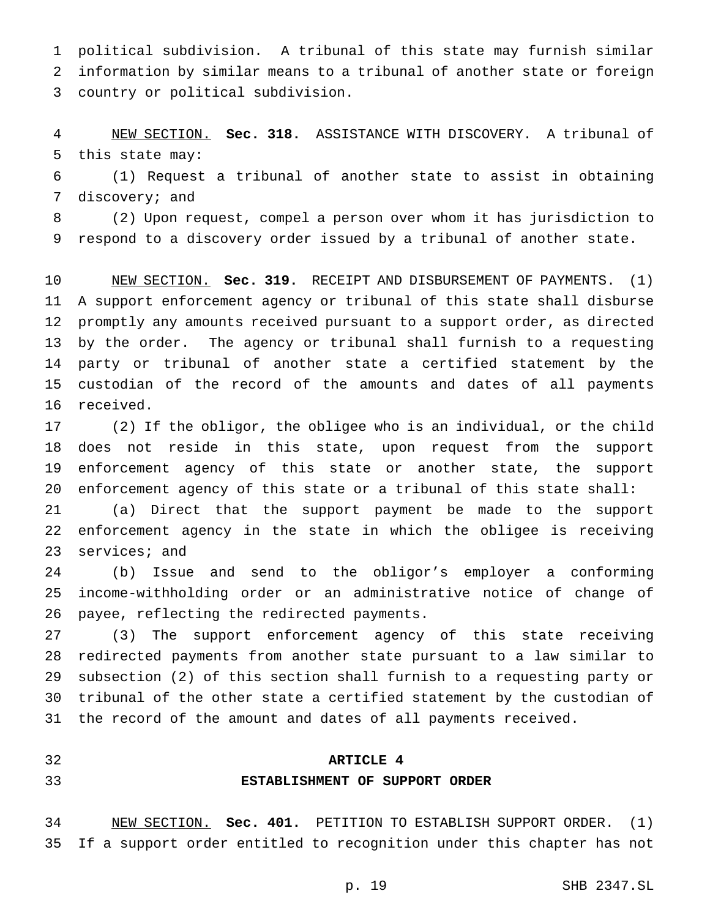political subdivision. A tribunal of this state may furnish similar information by similar means to a tribunal of another state or foreign country or political subdivision.

NEW SECTION. **Sec. 318.** ASSISTANCE WITH DISCOVERY. A tribunal of this state may:

(1) Request a tribunal of another state to assist in obtaining discovery; and

(2) Upon request, compel a person over whom it has jurisdiction to respond to a discovery order issued by a tribunal of another state.

NEW SECTION. **Sec. 319.** RECEIPT AND DISBURSEMENT OF PAYMENTS. (1) A support enforcement agency or tribunal of this state shall disburse promptly any amounts received pursuant to a support order, as directed by the order. The agency or tribunal shall furnish to a requesting party or tribunal of another state a certified statement by the custodian of the record of the amounts and dates of all payments received.

(2) If the obligor, the obligee who is an individual, or the child does not reside in this state, upon request from the support enforcement agency of this state or another state, the support enforcement agency of this state or a tribunal of this state shall:

(a) Direct that the support payment be made to the support enforcement agency in the state in which the obligee is receiving services; and

(b) Issue and send to the obligor's employer a conforming income-withholding order or an administrative notice of change of payee, reflecting the redirected payments.

(3) The support enforcement agency of this state receiving redirected payments from another state pursuant to a law similar to subsection (2) of this section shall furnish to a requesting party or tribunal of the other state a certified statement by the custodian of the record of the amount and dates of all payments received.

## ARTICLE 4
## ESTABLISHMENT OF SUPPORT ORDER

NEW SECTION. **Sec. 401.** PETITION TO ESTABLISH SUPPORT ORDER. (1) If a support order entitled to recognition under this chapter has not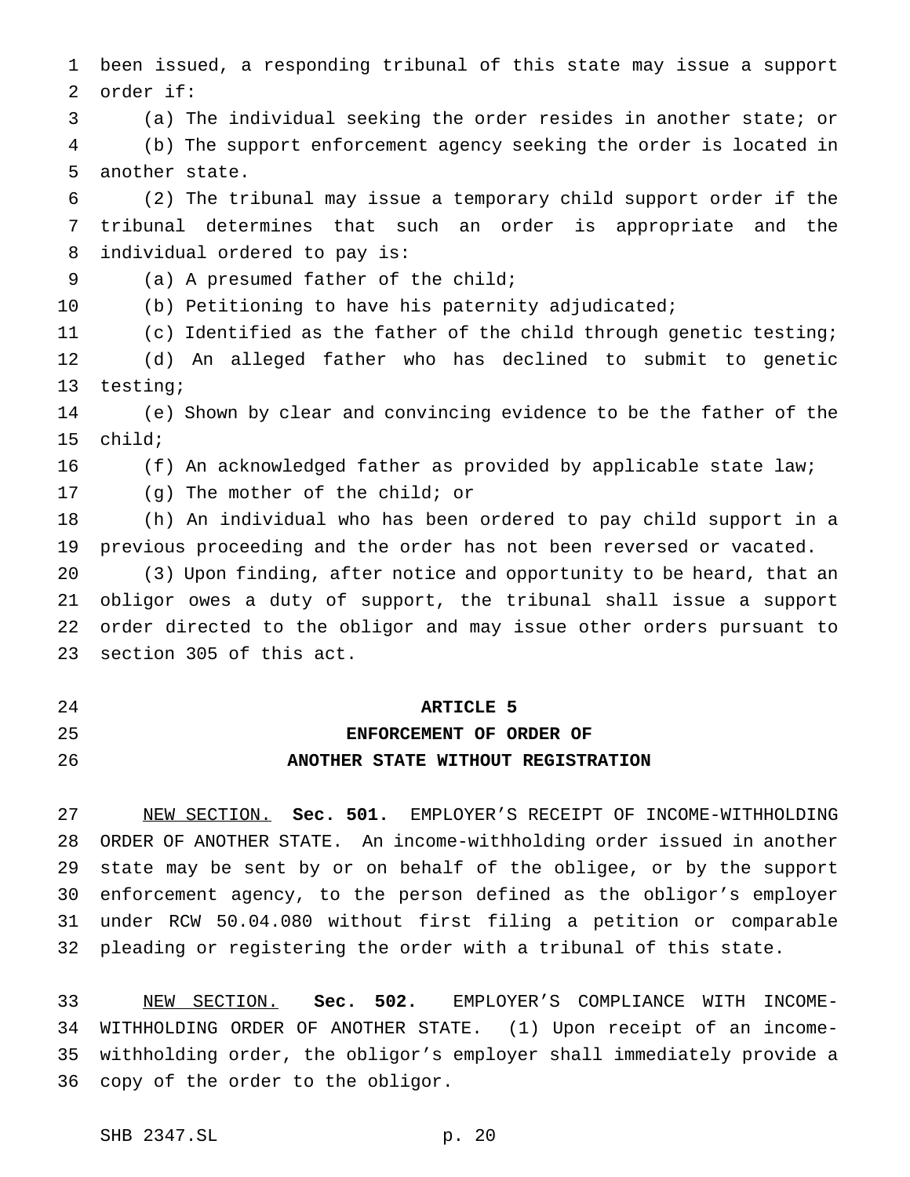been issued, a responding tribunal of this state may issue a support order if:

(a) The individual seeking the order resides in another state; or

(b) The support enforcement agency seeking the order is located in another state.

(2) The tribunal may issue a temporary child support order if the tribunal determines that such an order is appropriate and the individual ordered to pay is:

(a) A presumed father of the child;

(b) Petitioning to have his paternity adjudicated;

(c) Identified as the father of the child through genetic testing;

(d) An alleged father who has declined to submit to genetic testing;

(e) Shown by clear and convincing evidence to be the father of the child;

(f) An acknowledged father as provided by applicable state law;

(g) The mother of the child; or

(h) An individual who has been ordered to pay child support in a previous proceeding and the order has not been reversed or vacated.

(3) Upon finding, after notice and opportunity to be heard, that an obligor owes a duty of support, the tribunal shall issue a support order directed to the obligor and may issue other orders pursuant to section 305 of this act.

## ARTICLE 5
## ENFORCEMENT OF ORDER OF ANOTHER STATE WITHOUT REGISTRATION

NEW SECTION. **Sec. 501.** EMPLOYER'S RECEIPT OF INCOME-WITHHOLDING ORDER OF ANOTHER STATE. An income-withholding order issued in another state may be sent by or on behalf of the obligee, or by the support enforcement agency, to the person defined as the obligor's employer under RCW 50.04.080 without first filing a petition or comparable pleading or registering the order with a tribunal of this state.

NEW SECTION. **Sec. 502.** EMPLOYER'S COMPLIANCE WITH INCOME-WITHHOLDING ORDER OF ANOTHER STATE. (1) Upon receipt of an income-withholding order, the obligor's employer shall immediately provide a copy of the order to the obligor.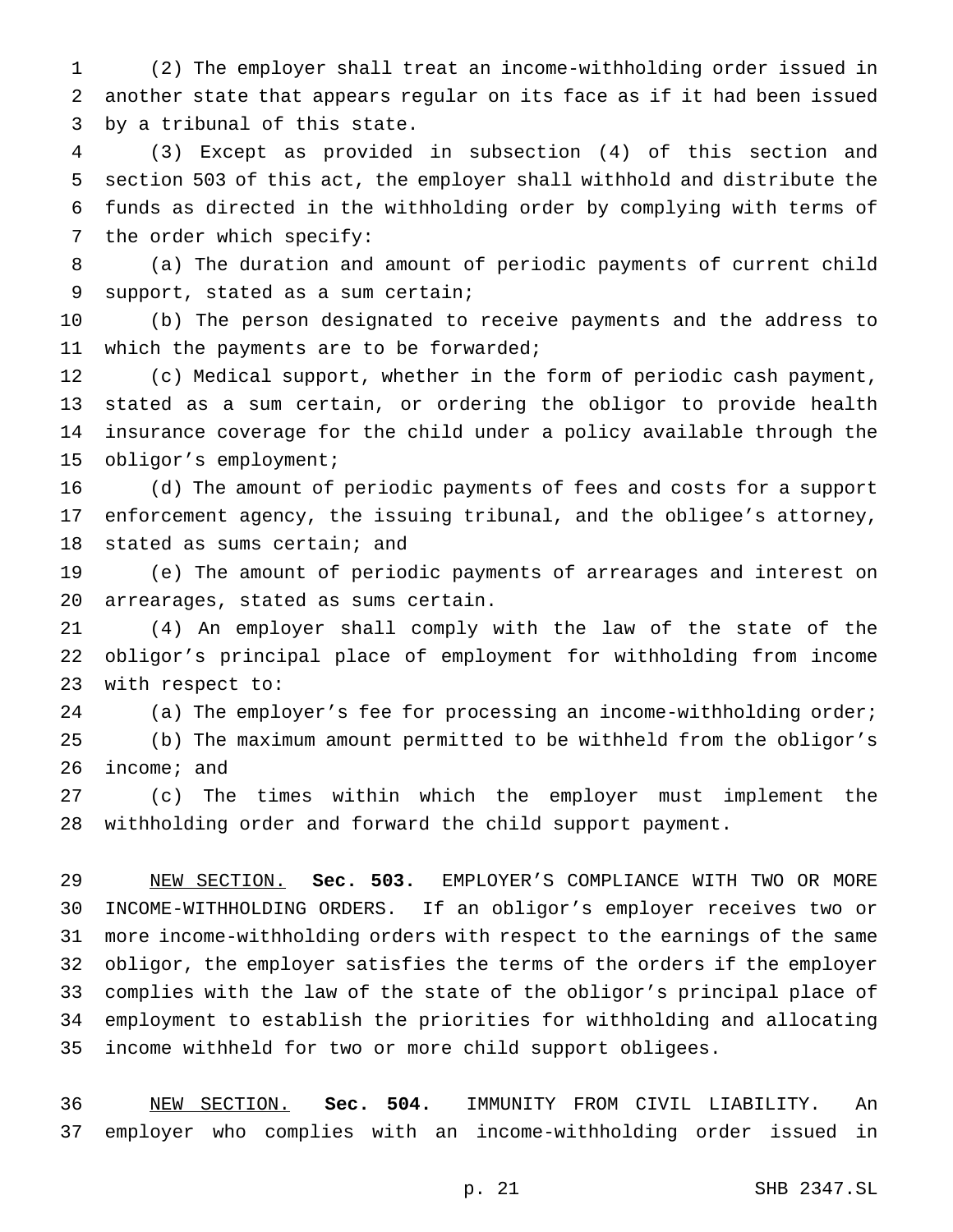(2) The employer shall treat an income-withholding order issued in another state that appears regular on its face as if it had been issued by a tribunal of this state.

(3) Except as provided in subsection (4) of this section and section 503 of this act, the employer shall withhold and distribute the funds as directed in the withholding order by complying with terms of the order which specify:

(a) The duration and amount of periodic payments of current child support, stated as a sum certain;

(b) The person designated to receive payments and the address to which the payments are to be forwarded;

(c) Medical support, whether in the form of periodic cash payment, stated as a sum certain, or ordering the obligor to provide health insurance coverage for the child under a policy available through the obligor's employment;

(d) The amount of periodic payments of fees and costs for a support enforcement agency, the issuing tribunal, and the obligee's attorney, stated as sums certain; and

(e) The amount of periodic payments of arrearages and interest on arrearages, stated as sums certain.

(4) An employer shall comply with the law of the state of the obligor's principal place of employment for withholding from income with respect to:

(a) The employer's fee for processing an income-withholding order;

(b) The maximum amount permitted to be withheld from the obligor's income; and

(c) The times within which the employer must implement the withholding order and forward the child support payment.

NEW SECTION. **Sec. 503.** EMPLOYER'S COMPLIANCE WITH TWO OR MORE INCOME-WITHHOLDING ORDERS. If an obligor's employer receives two or more income-withholding orders with respect to the earnings of the same obligor, the employer satisfies the terms of the orders if the employer complies with the law of the state of the obligor's principal place of employment to establish the priorities for withholding and allocating income withheld for two or more child support obligees.

NEW SECTION. **Sec. 504.** IMMUNITY FROM CIVIL LIABILITY. An employer who complies with an income-withholding order issued in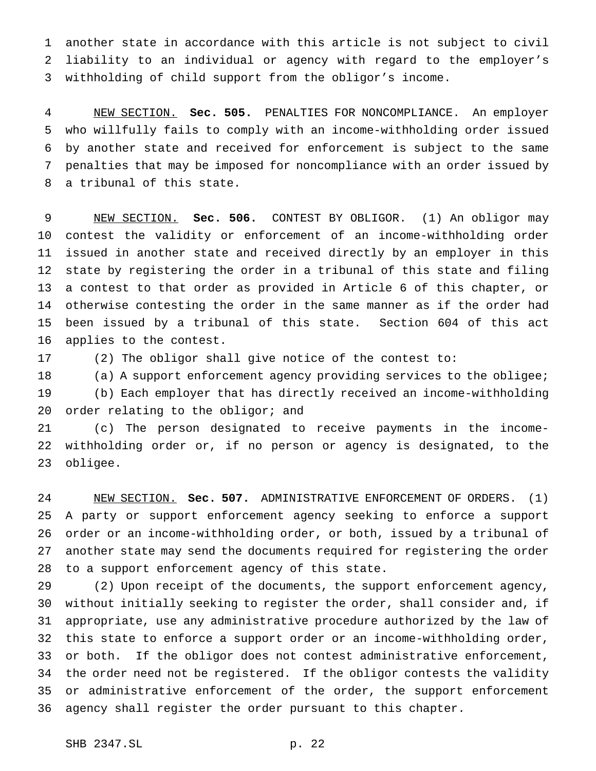another state in accordance with this article is not subject to civil liability to an individual or agency with regard to the employer's withholding of child support from the obligor's income.

NEW SECTION. **Sec. 505.** PENALTIES FOR NONCOMPLIANCE. An employer who willfully fails to comply with an income-withholding order issued by another state and received for enforcement is subject to the same penalties that may be imposed for noncompliance with an order issued by a tribunal of this state.

NEW SECTION. **Sec. 506.** CONTEST BY OBLIGOR. (1) An obligor may contest the validity or enforcement of an income-withholding order issued in another state and received directly by an employer in this state by registering the order in a tribunal of this state and filing a contest to that order as provided in Article 6 of this chapter, or otherwise contesting the order in the same manner as if the order had been issued by a tribunal of this state. Section 604 of this act applies to the contest.

(2) The obligor shall give notice of the contest to:

(a) A support enforcement agency providing services to the obligee;

(b) Each employer that has directly received an income-withholding order relating to the obligor; and

(c) The person designated to receive payments in the income-withholding order or, if no person or agency is designated, to the obligee.

NEW SECTION. **Sec. 507.** ADMINISTRATIVE ENFORCEMENT OF ORDERS. (1) A party or support enforcement agency seeking to enforce a support order or an income-withholding order, or both, issued by a tribunal of another state may send the documents required for registering the order to a support enforcement agency of this state.

(2) Upon receipt of the documents, the support enforcement agency, without initially seeking to register the order, shall consider and, if appropriate, use any administrative procedure authorized by the law of this state to enforce a support order or an income-withholding order, or both. If the obligor does not contest administrative enforcement, the order need not be registered. If the obligor contests the validity or administrative enforcement of the order, the support enforcement agency shall register the order pursuant to this chapter.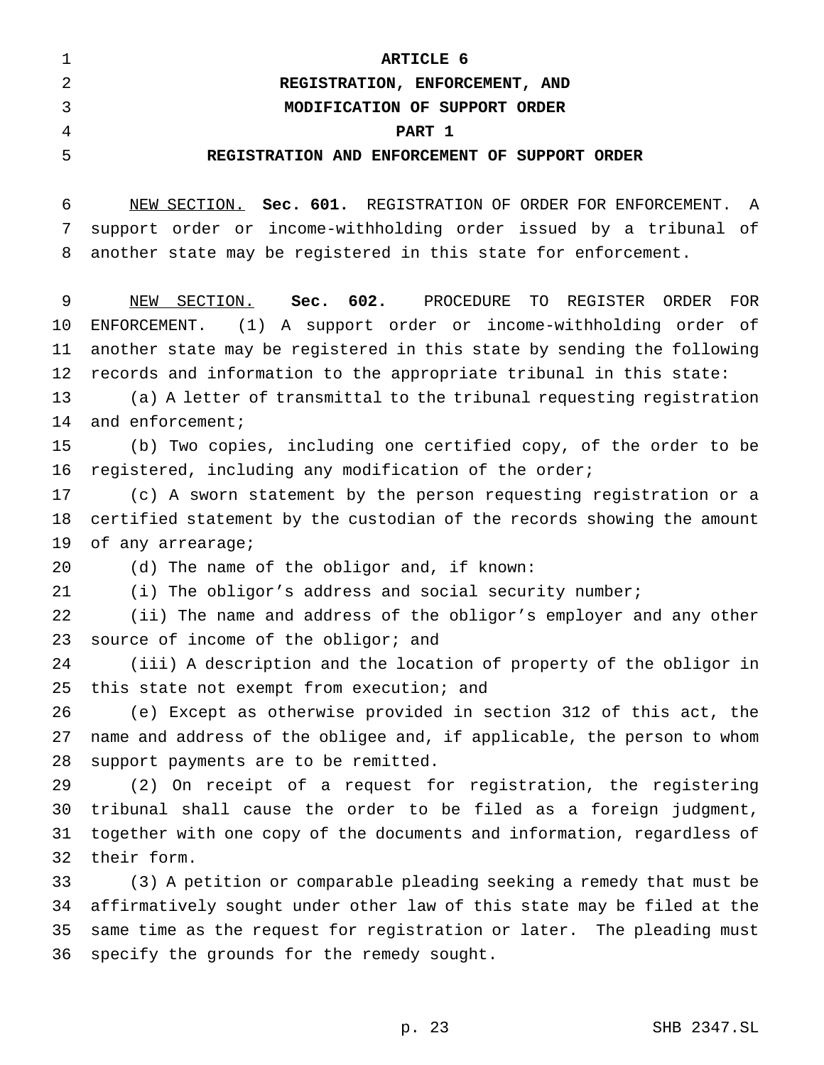# ARTICLE 6

# REGISTRATION, ENFORCEMENT, AND MODIFICATION OF SUPPORT ORDER

## PART 1

## REGISTRATION AND ENFORCEMENT OF SUPPORT ORDER

NEW SECTION. **Sec. 601.** REGISTRATION OF ORDER FOR ENFORCEMENT. A support order or income-withholding order issued by a tribunal of another state may be registered in this state for enforcement.

NEW SECTION. **Sec. 602.** PROCEDURE TO REGISTER ORDER FOR ENFORCEMENT. (1) A support order or income-withholding order of another state may be registered in this state by sending the following records and information to the appropriate tribunal in this state:

(a) A letter of transmittal to the tribunal requesting registration and enforcement;

(b) Two copies, including one certified copy, of the order to be registered, including any modification of the order;

(c) A sworn statement by the person requesting registration or a certified statement by the custodian of the records showing the amount of any arrearage;

(d) The name of the obligor and, if known:

(i) The obligor's address and social security number;

(ii) The name and address of the obligor's employer and any other source of income of the obligor; and

(iii) A description and the location of property of the obligor in this state not exempt from execution; and

(e) Except as otherwise provided in section 312 of this act, the name and address of the obligee and, if applicable, the person to whom support payments are to be remitted.

(2) On receipt of a request for registration, the registering tribunal shall cause the order to be filed as a foreign judgment, together with one copy of the documents and information, regardless of their form.

(3) A petition or comparable pleading seeking a remedy that must be affirmatively sought under other law of this state may be filed at the same time as the request for registration or later. The pleading must specify the grounds for the remedy sought.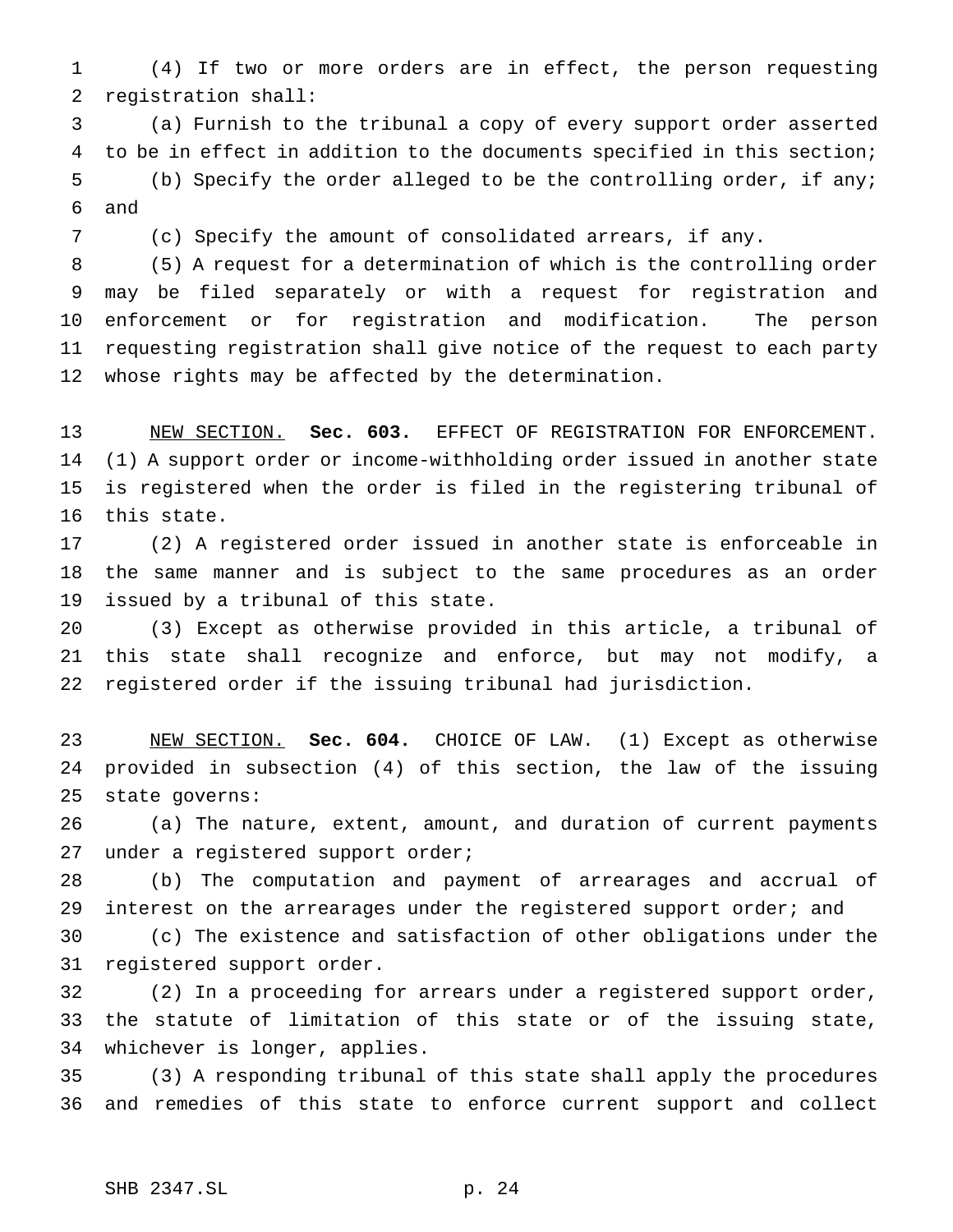(4) If two or more orders are in effect, the person requesting registration shall:

(a) Furnish to the tribunal a copy of every support order asserted to be in effect in addition to the documents specified in this section;

(b) Specify the order alleged to be the controlling order, if any; and

(c) Specify the amount of consolidated arrears, if any.

(5) A request for a determination of which is the controlling order may be filed separately or with a request for registration and enforcement or for registration and modification. The person requesting registration shall give notice of the request to each party whose rights may be affected by the determination.

NEW SECTION. **Sec. 603.** EFFECT OF REGISTRATION FOR ENFORCEMENT. (1) A support order or income-withholding order issued in another state is registered when the order is filed in the registering tribunal of this state.

(2) A registered order issued in another state is enforceable in the same manner and is subject to the same procedures as an order issued by a tribunal of this state.

(3) Except as otherwise provided in this article, a tribunal of this state shall recognize and enforce, but may not modify, a registered order if the issuing tribunal had jurisdiction.

NEW SECTION. **Sec. 604.** CHOICE OF LAW. (1) Except as otherwise provided in subsection (4) of this section, the law of the issuing state governs:

(a) The nature, extent, amount, and duration of current payments under a registered support order;

(b) The computation and payment of arrearages and accrual of interest on the arrearages under the registered support order; and

(c) The existence and satisfaction of other obligations under the registered support order.

(2) In a proceeding for arrears under a registered support order, the statute of limitation of this state or of the issuing state, whichever is longer, applies.

(3) A responding tribunal of this state shall apply the procedures and remedies of this state to enforce current support and collect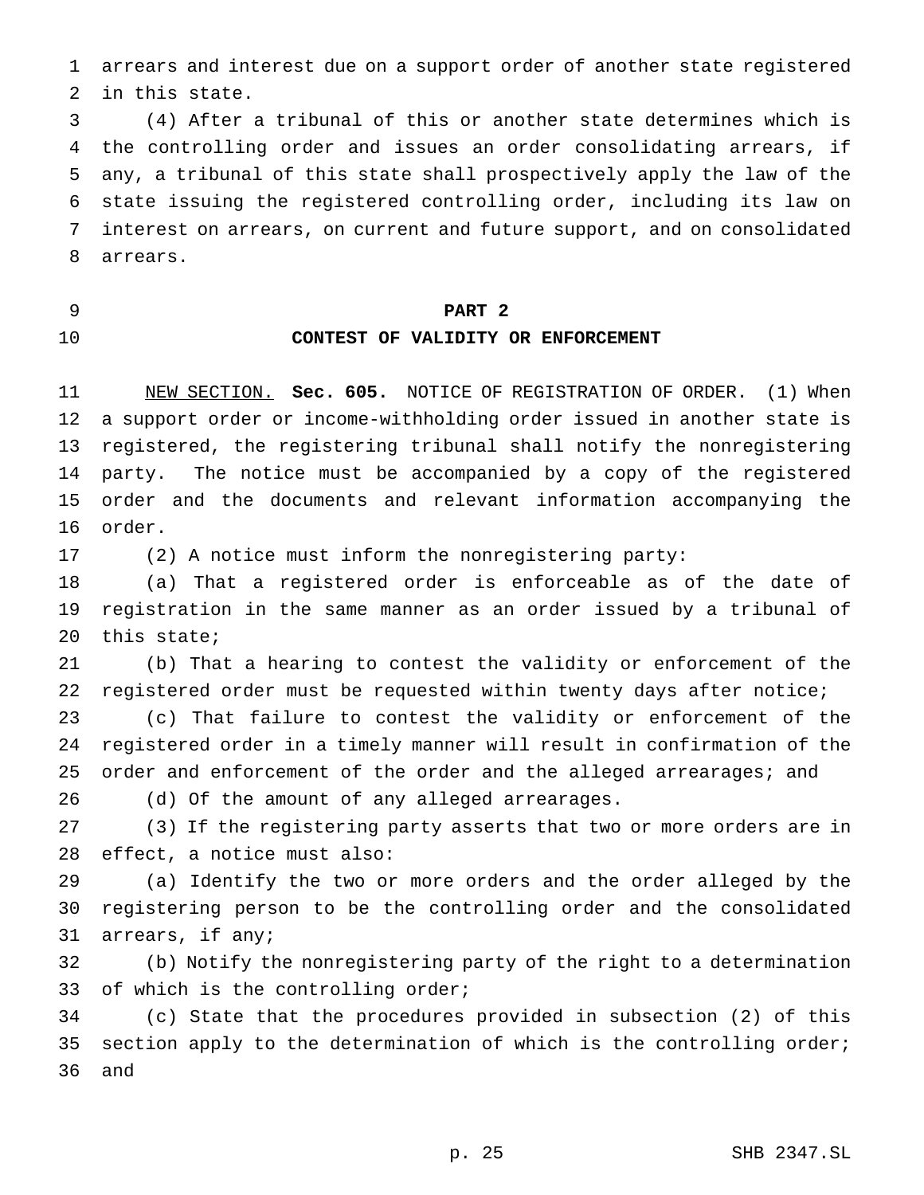arrears and interest due on a support order of another state registered in this state.

(4) After a tribunal of this or another state determines which is the controlling order and issues an order consolidating arrears, if any, a tribunal of this state shall prospectively apply the law of the state issuing the registered controlling order, including its law on interest on arrears, on current and future support, and on consolidated arrears.

## PART 2
## CONTEST OF VALIDITY OR ENFORCEMENT

NEW SECTION. **Sec. 605.** NOTICE OF REGISTRATION OF ORDER. (1) When a support order or income-withholding order issued in another state is registered, the registering tribunal shall notify the nonregistering party. The notice must be accompanied by a copy of the registered order and the documents and relevant information accompanying the order.

(2) A notice must inform the nonregistering party:

(a) That a registered order is enforceable as of the date of registration in the same manner as an order issued by a tribunal of this state;

(b) That a hearing to contest the validity or enforcement of the registered order must be requested within twenty days after notice;

(c) That failure to contest the validity or enforcement of the registered order in a timely manner will result in confirmation of the order and enforcement of the order and the alleged arrearages; and

(d) Of the amount of any alleged arrearages.

(3) If the registering party asserts that two or more orders are in effect, a notice must also:

(a) Identify the two or more orders and the order alleged by the registering person to be the controlling order and the consolidated arrears, if any;

(b) Notify the nonregistering party of the right to a determination of which is the controlling order;

(c) State that the procedures provided in subsection (2) of this section apply to the determination of which is the controlling order; and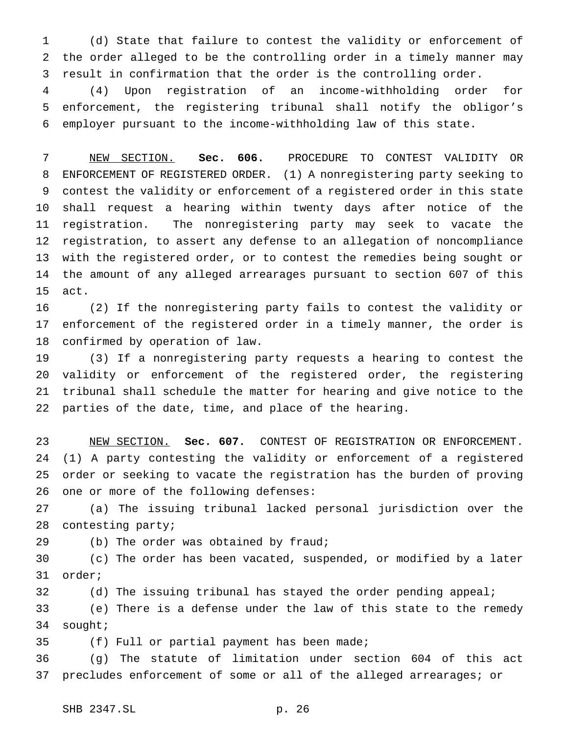(d) State that failure to contest the validity or enforcement of the order alleged to be the controlling order in a timely manner may result in confirmation that the order is the controlling order.

(4) Upon registration of an income-withholding order for enforcement, the registering tribunal shall notify the obligor's employer pursuant to the income-withholding law of this state.

NEW SECTION. **Sec. 606.** PROCEDURE TO CONTEST VALIDITY OR ENFORCEMENT OF REGISTERED ORDER. (1) A nonregistering party seeking to contest the validity or enforcement of a registered order in this state shall request a hearing within twenty days after notice of the registration. The nonregistering party may seek to vacate the registration, to assert any defense to an allegation of noncompliance with the registered order, or to contest the remedies being sought or the amount of any alleged arrearages pursuant to section 607 of this act.

(2) If the nonregistering party fails to contest the validity or enforcement of the registered order in a timely manner, the order is confirmed by operation of law.

(3) If a nonregistering party requests a hearing to contest the validity or enforcement of the registered order, the registering tribunal shall schedule the matter for hearing and give notice to the parties of the date, time, and place of the hearing.

NEW SECTION. **Sec. 607.** CONTEST OF REGISTRATION OR ENFORCEMENT. (1) A party contesting the validity or enforcement of a registered order or seeking to vacate the registration has the burden of proving one or more of the following defenses:

(a) The issuing tribunal lacked personal jurisdiction over the contesting party;

(b) The order was obtained by fraud;

(c) The order has been vacated, suspended, or modified by a later order;

(d) The issuing tribunal has stayed the order pending appeal;

(e) There is a defense under the law of this state to the remedy sought;

(f) Full or partial payment has been made;

(g) The statute of limitation under section 604 of this act precludes enforcement of some or all of the alleged arrearages; or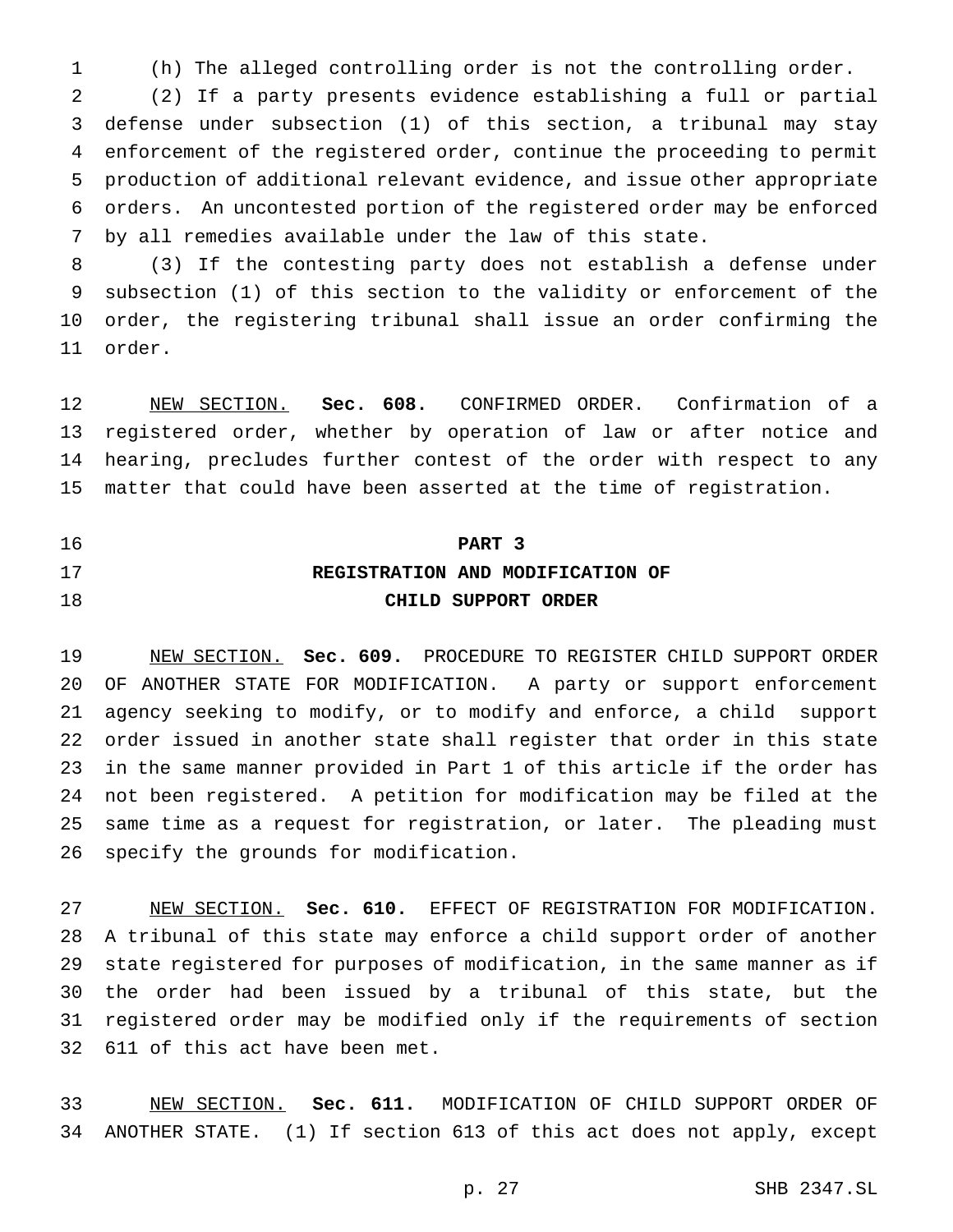(h) The alleged controlling order is not the controlling order.

(2) If a party presents evidence establishing a full or partial defense under subsection (1) of this section, a tribunal may stay enforcement of the registered order, continue the proceeding to permit production of additional relevant evidence, and issue other appropriate orders. An uncontested portion of the registered order may be enforced by all remedies available under the law of this state.

(3) If the contesting party does not establish a defense under subsection (1) of this section to the validity or enforcement of the order, the registering tribunal shall issue an order confirming the order.

NEW SECTION. **Sec. 608.** CONFIRMED ORDER. Confirmation of a registered order, whether by operation of law or after notice and hearing, precludes further contest of the order with respect to any matter that could have been asserted at the time of registration.

## PART 3
## REGISTRATION AND MODIFICATION OF CHILD SUPPORT ORDER

NEW SECTION. **Sec. 609.** PROCEDURE TO REGISTER CHILD SUPPORT ORDER OF ANOTHER STATE FOR MODIFICATION. A party or support enforcement agency seeking to modify, or to modify and enforce, a child support order issued in another state shall register that order in this state in the same manner provided in Part 1 of this article if the order has not been registered. A petition for modification may be filed at the same time as a request for registration, or later. The pleading must specify the grounds for modification.

NEW SECTION. **Sec. 610.** EFFECT OF REGISTRATION FOR MODIFICATION. A tribunal of this state may enforce a child support order of another state registered for purposes of modification, in the same manner as if the order had been issued by a tribunal of this state, but the registered order may be modified only if the requirements of section 611 of this act have been met.

NEW SECTION. **Sec. 611.** MODIFICATION OF CHILD SUPPORT ORDER OF ANOTHER STATE. (1) If section 613 of this act does not apply, except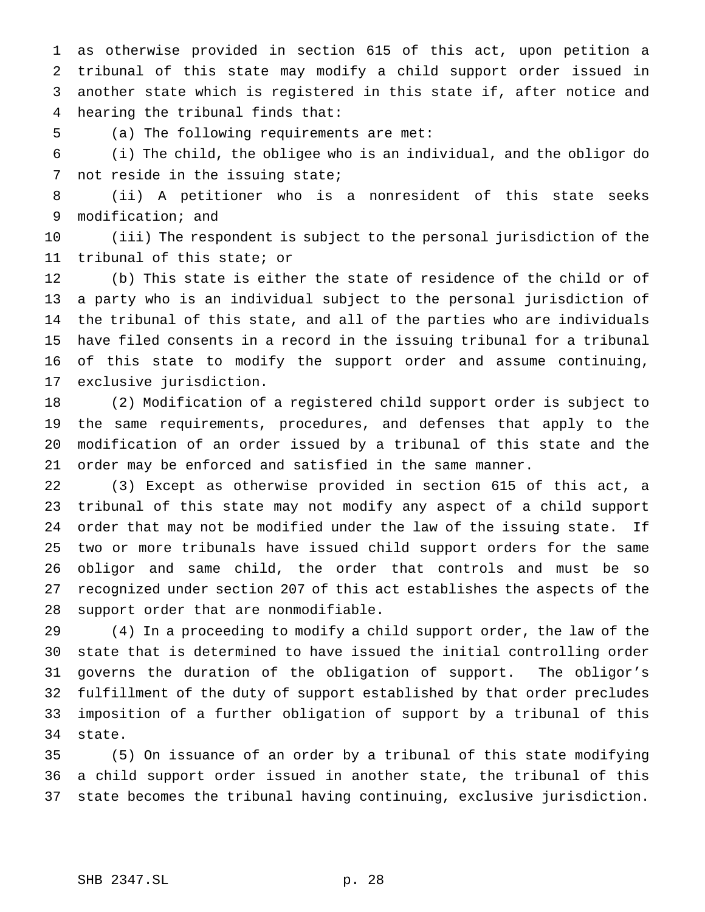as otherwise provided in section 615 of this act, upon petition a tribunal of this state may modify a child support order issued in another state which is registered in this state if, after notice and hearing the tribunal finds that:

(a) The following requirements are met:

(i) The child, the obligee who is an individual, and the obligor do not reside in the issuing state;

(ii) A petitioner who is a nonresident of this state seeks modification; and

(iii) The respondent is subject to the personal jurisdiction of the tribunal of this state; or

(b) This state is either the state of residence of the child or of a party who is an individual subject to the personal jurisdiction of the tribunal of this state, and all of the parties who are individuals have filed consents in a record in the issuing tribunal for a tribunal of this state to modify the support order and assume continuing, exclusive jurisdiction.

(2) Modification of a registered child support order is subject to the same requirements, procedures, and defenses that apply to the modification of an order issued by a tribunal of this state and the order may be enforced and satisfied in the same manner.

(3) Except as otherwise provided in section 615 of this act, a tribunal of this state may not modify any aspect of a child support order that may not be modified under the law of the issuing state. If two or more tribunals have issued child support orders for the same obligor and same child, the order that controls and must be so recognized under section 207 of this act establishes the aspects of the support order that are nonmodifiable.

(4) In a proceeding to modify a child support order, the law of the state that is determined to have issued the initial controlling order governs the duration of the obligation of support. The obligor's fulfillment of the duty of support established by that order precludes imposition of a further obligation of support by a tribunal of this state.

(5) On issuance of an order by a tribunal of this state modifying a child support order issued in another state, the tribunal of this state becomes the tribunal having continuing, exclusive jurisdiction.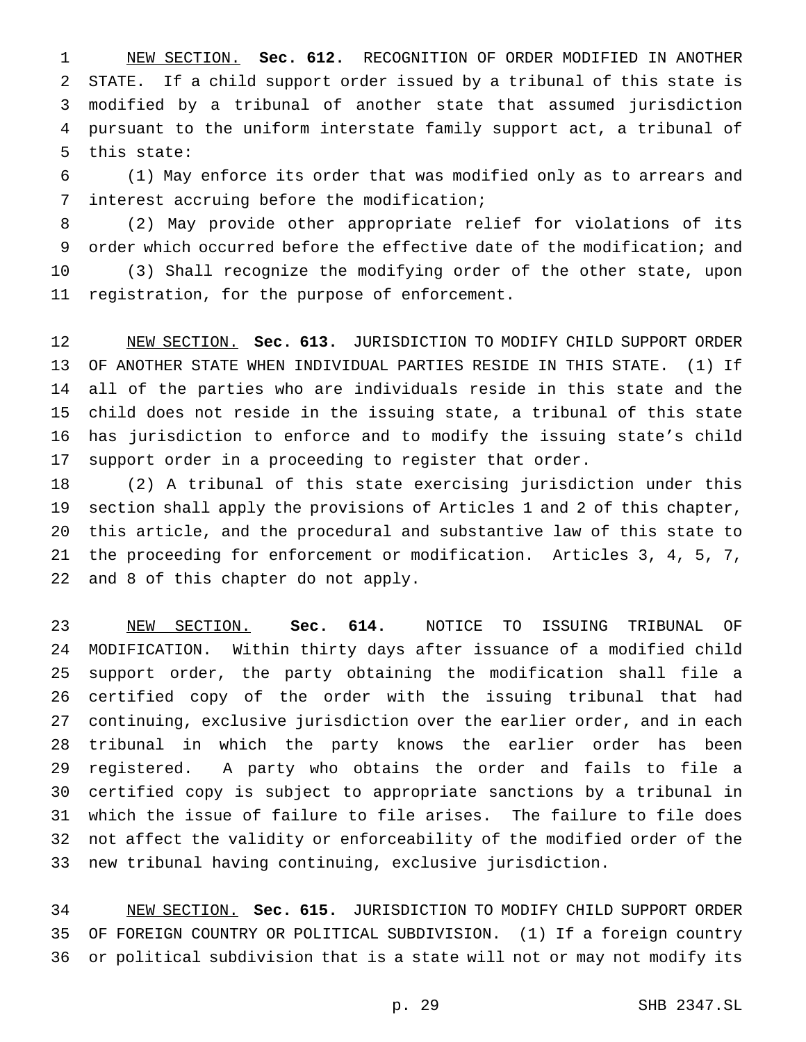NEW SECTION. **Sec. 612.** RECOGNITION OF ORDER MODIFIED IN ANOTHER STATE. If a child support order issued by a tribunal of this state is modified by a tribunal of another state that assumed jurisdiction pursuant to the uniform interstate family support act, a tribunal of this state:

(1) May enforce its order that was modified only as to arrears and interest accruing before the modification;

(2) May provide other appropriate relief for violations of its order which occurred before the effective date of the modification; and

(3) Shall recognize the modifying order of the other state, upon registration, for the purpose of enforcement.

NEW SECTION. **Sec. 613.** JURISDICTION TO MODIFY CHILD SUPPORT ORDER OF ANOTHER STATE WHEN INDIVIDUAL PARTIES RESIDE IN THIS STATE. (1) If all of the parties who are individuals reside in this state and the child does not reside in the issuing state, a tribunal of this state has jurisdiction to enforce and to modify the issuing state's child support order in a proceeding to register that order.

(2) A tribunal of this state exercising jurisdiction under this section shall apply the provisions of Articles 1 and 2 of this chapter, this article, and the procedural and substantive law of this state to the proceeding for enforcement or modification. Articles 3, 4, 5, 7, and 8 of this chapter do not apply.

NEW SECTION. **Sec. 614.** NOTICE TO ISSUING TRIBUNAL OF MODIFICATION. Within thirty days after issuance of a modified child support order, the party obtaining the modification shall file a certified copy of the order with the issuing tribunal that had continuing, exclusive jurisdiction over the earlier order, and in each tribunal in which the party knows the earlier order has been registered. A party who obtains the order and fails to file a certified copy is subject to appropriate sanctions by a tribunal in which the issue of failure to file arises. The failure to file does not affect the validity or enforceability of the modified order of the new tribunal having continuing, exclusive jurisdiction.

NEW SECTION. **Sec. 615.** JURISDICTION TO MODIFY CHILD SUPPORT ORDER OF FOREIGN COUNTRY OR POLITICAL SUBDIVISION. (1) If a foreign country or political subdivision that is a state will not or may not modify its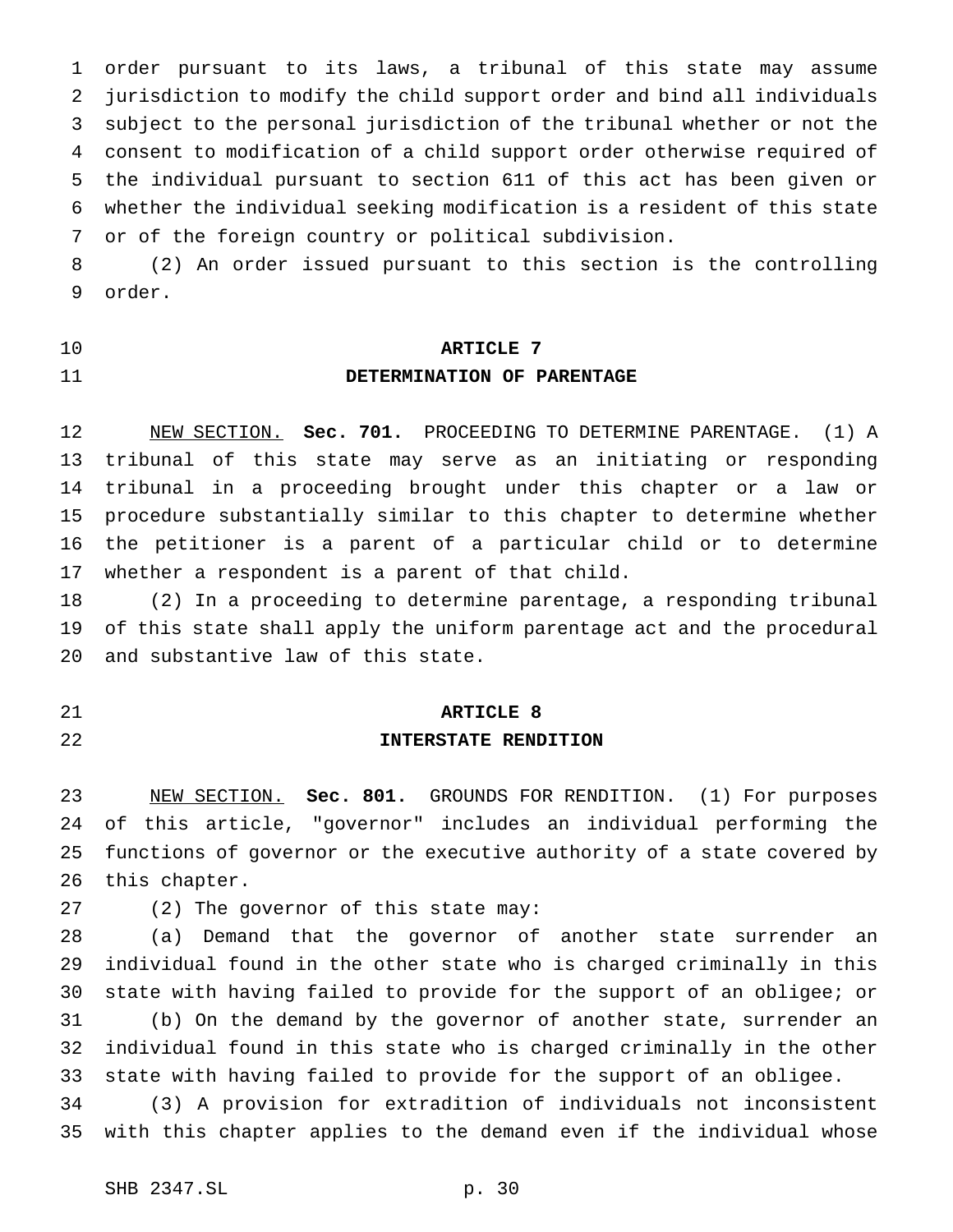order pursuant to its laws, a tribunal of this state may assume jurisdiction to modify the child support order and bind all individuals subject to the personal jurisdiction of the tribunal whether or not the consent to modification of a child support order otherwise required of the individual pursuant to section 611 of this act has been given or whether the individual seeking modification is a resident of this state or of the foreign country or political subdivision.

(2) An order issued pursuant to this section is the controlling order.

## ARTICLE 7
## DETERMINATION OF PARENTAGE

NEW SECTION. **Sec. 701.** PROCEEDING TO DETERMINE PARENTAGE. (1) A tribunal of this state may serve as an initiating or responding tribunal in a proceeding brought under this chapter or a law or procedure substantially similar to this chapter to determine whether the petitioner is a parent of a particular child or to determine whether a respondent is a parent of that child.

(2) In a proceeding to determine parentage, a responding tribunal of this state shall apply the uniform parentage act and the procedural and substantive law of this state.

## ARTICLE 8
## INTERSTATE RENDITION

NEW SECTION. **Sec. 801.** GROUNDS FOR RENDITION. (1) For purposes of this article, "governor" includes an individual performing the functions of governor or the executive authority of a state covered by this chapter.

(2) The governor of this state may:

(a) Demand that the governor of another state surrender an individual found in the other state who is charged criminally in this state with having failed to provide for the support of an obligee; or

(b) On the demand by the governor of another state, surrender an individual found in this state who is charged criminally in the other state with having failed to provide for the support of an obligee.

(3) A provision for extradition of individuals not inconsistent with this chapter applies to the demand even if the individual whose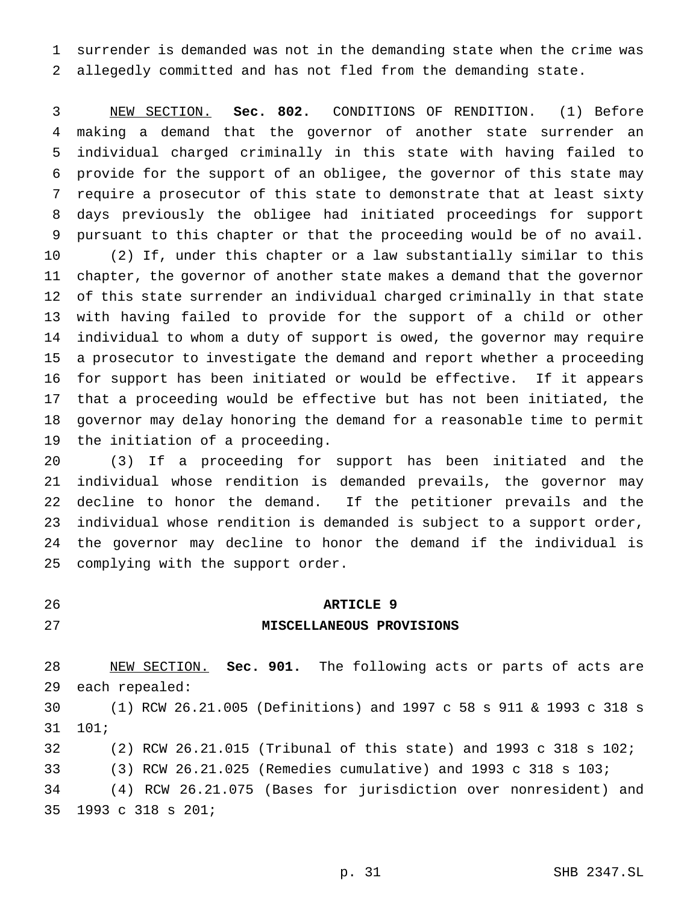surrender is demanded was not in the demanding state when the crime was allegedly committed and has not fled from the demanding state.

NEW SECTION. **Sec. 802.** CONDITIONS OF RENDITION. (1) Before making a demand that the governor of another state surrender an individual charged criminally in this state with having failed to provide for the support of an obligee, the governor of this state may require a prosecutor of this state to demonstrate that at least sixty days previously the obligee had initiated proceedings for support pursuant to this chapter or that the proceeding would be of no avail.

(2) If, under this chapter or a law substantially similar to this chapter, the governor of another state makes a demand that the governor of this state surrender an individual charged criminally in that state with having failed to provide for the support of a child or other individual to whom a duty of support is owed, the governor may require a prosecutor to investigate the demand and report whether a proceeding for support has been initiated or would be effective. If it appears that a proceeding would be effective but has not been initiated, the governor may delay honoring the demand for a reasonable time to permit the initiation of a proceeding.

(3) If a proceeding for support has been initiated and the individual whose rendition is demanded prevails, the governor may decline to honor the demand. If the petitioner prevails and the individual whose rendition is demanded is subject to a support order, the governor may decline to honor the demand if the individual is complying with the support order.

## ARTICLE 9
## MISCELLANEOUS PROVISIONS

NEW SECTION. **Sec. 901.** The following acts or parts of acts are each repealed:

(1) RCW 26.21.005 (Definitions) and 1997 c 58 s 911 & 1993 c 318 s 101;

(2) RCW 26.21.015 (Tribunal of this state) and 1993 c 318 s 102;

(3) RCW 26.21.025 (Remedies cumulative) and 1993 c 318 s 103;

(4) RCW 26.21.075 (Bases for jurisdiction over nonresident) and 1993 c 318 s 201;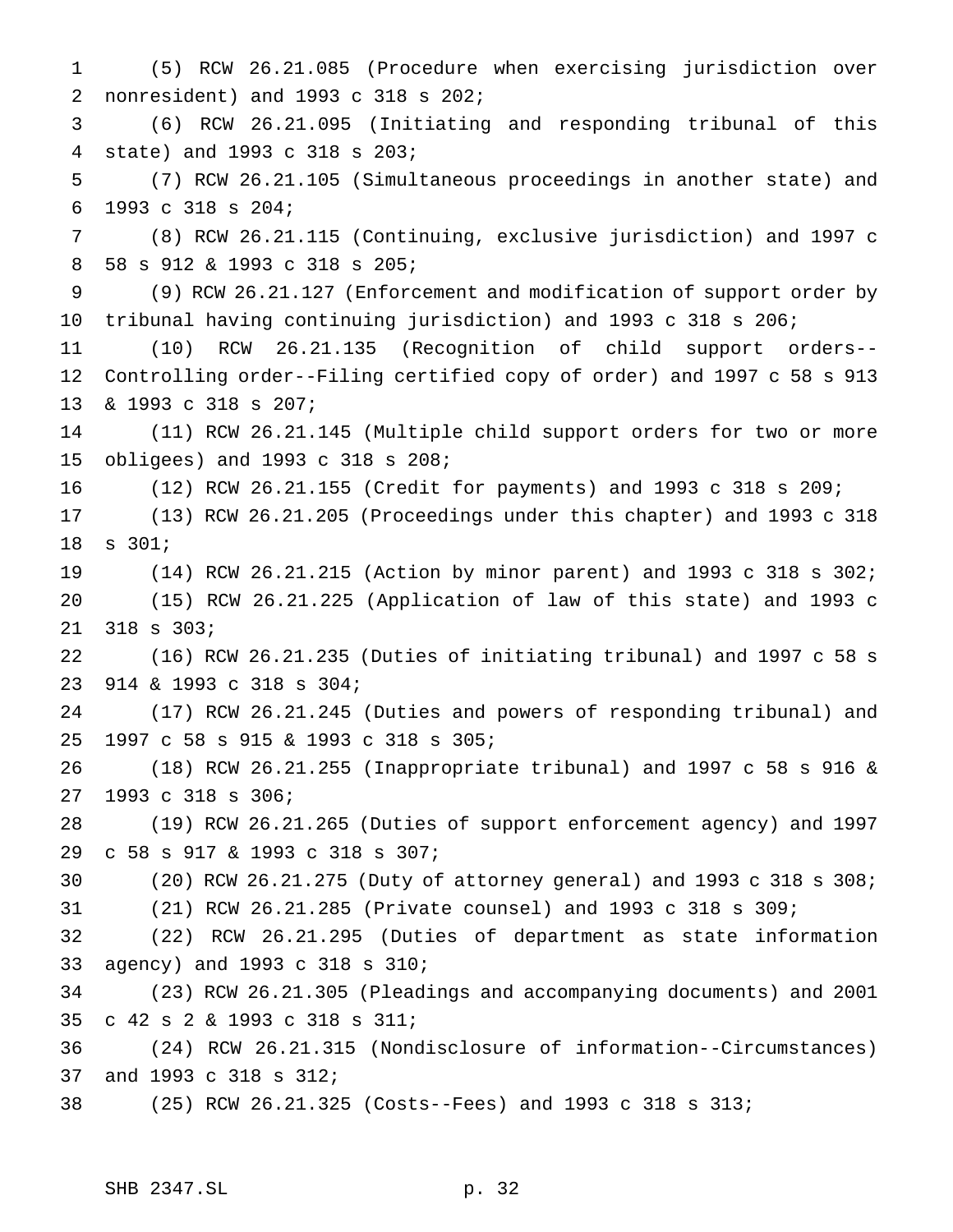(5) RCW 26.21.085 (Procedure when exercising jurisdiction over nonresident) and 1993 c 318 s 202;

(6) RCW 26.21.095 (Initiating and responding tribunal of this state) and 1993 c 318 s 203;

(7) RCW 26.21.105 (Simultaneous proceedings in another state) and 1993 c 318 s 204;

(8) RCW 26.21.115 (Continuing, exclusive jurisdiction) and 1997 c 58 s 912 & 1993 c 318 s 205;

(9) RCW 26.21.127 (Enforcement and modification of support order by tribunal having continuing jurisdiction) and 1993 c 318 s 206;

(10) RCW 26.21.135 (Recognition of child support orders--Controlling order--Filing certified copy of order) and 1997 c 58 s 913 & 1993 c 318 s 207;

(11) RCW 26.21.145 (Multiple child support orders for two or more obligees) and 1993 c 318 s 208;

(12) RCW 26.21.155 (Credit for payments) and 1993 c 318 s 209;

(13) RCW 26.21.205 (Proceedings under this chapter) and 1993 c 318 s 301;

(14) RCW 26.21.215 (Action by minor parent) and 1993 c 318 s 302;

(15) RCW 26.21.225 (Application of law of this state) and 1993 c 318 s 303;

(16) RCW 26.21.235 (Duties of initiating tribunal) and 1997 c 58 s 914 & 1993 c 318 s 304;

(17) RCW 26.21.245 (Duties and powers of responding tribunal) and 1997 c 58 s 915 & 1993 c 318 s 305;

(18) RCW 26.21.255 (Inappropriate tribunal) and 1997 c 58 s 916 & 1993 c 318 s 306;

(19) RCW 26.21.265 (Duties of support enforcement agency) and 1997 c 58 s 917 & 1993 c 318 s 307;

(20) RCW 26.21.275 (Duty of attorney general) and 1993 c 318 s 308;

(21) RCW 26.21.285 (Private counsel) and 1993 c 318 s 309;

(22) RCW 26.21.295 (Duties of department as state information agency) and 1993 c 318 s 310;

(23) RCW 26.21.305 (Pleadings and accompanying documents) and 2001 c 42 s 2 & 1993 c 318 s 311;

(24) RCW 26.21.315 (Nondisclosure of information--Circumstances) and 1993 c 318 s 312;

(25) RCW 26.21.325 (Costs--Fees) and 1993 c 318 s 313;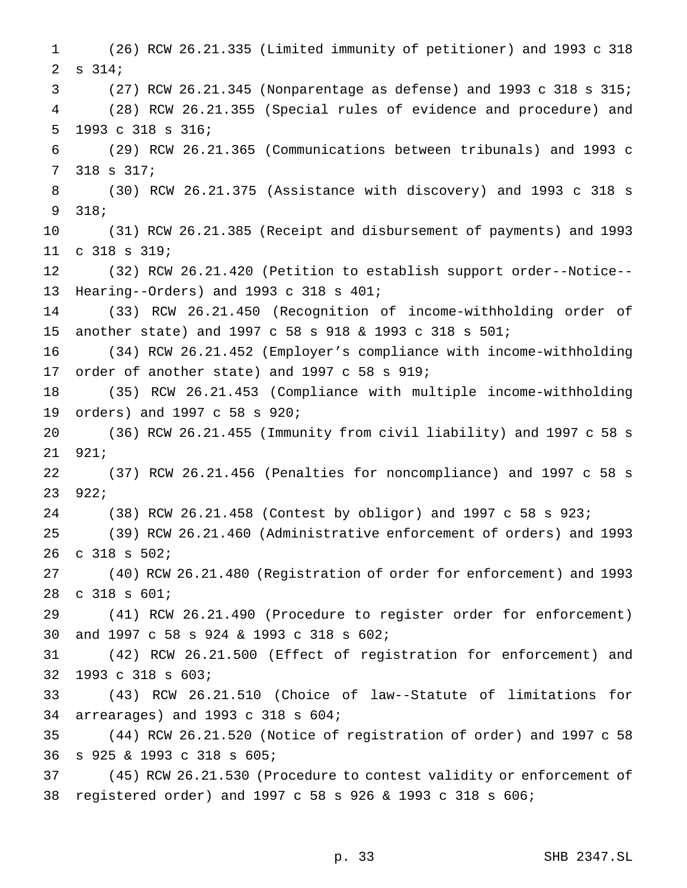(26) RCW 26.21.335 (Limited immunity of petitioner) and 1993 c 318 s 314;

(27) RCW 26.21.345 (Nonparentage as defense) and 1993 c 318 s 315;

(28) RCW 26.21.355 (Special rules of evidence and procedure) and 1993 c 318 s 316;

(29) RCW 26.21.365 (Communications between tribunals) and 1993 c 318 s 317;

(30) RCW 26.21.375 (Assistance with discovery) and 1993 c 318 s 318;

(31) RCW 26.21.385 (Receipt and disbursement of payments) and 1993 c 318 s 319;

(32) RCW 26.21.420 (Petition to establish support order--Notice--Hearing--Orders) and 1993 c 318 s 401;

(33) RCW 26.21.450 (Recognition of income-withholding order of another state) and 1997 c 58 s 918 & 1993 c 318 s 501;

(34) RCW 26.21.452 (Employer's compliance with income-withholding order of another state) and 1997 c 58 s 919;

(35) RCW 26.21.453 (Compliance with multiple income-withholding orders) and 1997 c 58 s 920;

(36) RCW 26.21.455 (Immunity from civil liability) and 1997 c 58 s 921;

(37) RCW 26.21.456 (Penalties for noncompliance) and 1997 c 58 s 922;

(38) RCW 26.21.458 (Contest by obligor) and 1997 c 58 s 923;

(39) RCW 26.21.460 (Administrative enforcement of orders) and 1993 c 318 s 502;

(40) RCW 26.21.480 (Registration of order for enforcement) and 1993 c 318 s 601;

(41) RCW 26.21.490 (Procedure to register order for enforcement) and 1997 c 58 s 924 & 1993 c 318 s 602;

(42) RCW 26.21.500 (Effect of registration for enforcement) and 1993 c 318 s 603;

(43) RCW 26.21.510 (Choice of law--Statute of limitations for arrearages) and 1993 c 318 s 604;

(44) RCW 26.21.520 (Notice of registration of order) and 1997 c 58 s 925 & 1993 c 318 s 605;

(45) RCW 26.21.530 (Procedure to contest validity or enforcement of registered order) and 1997 c 58 s 926 & 1993 c 318 s 606;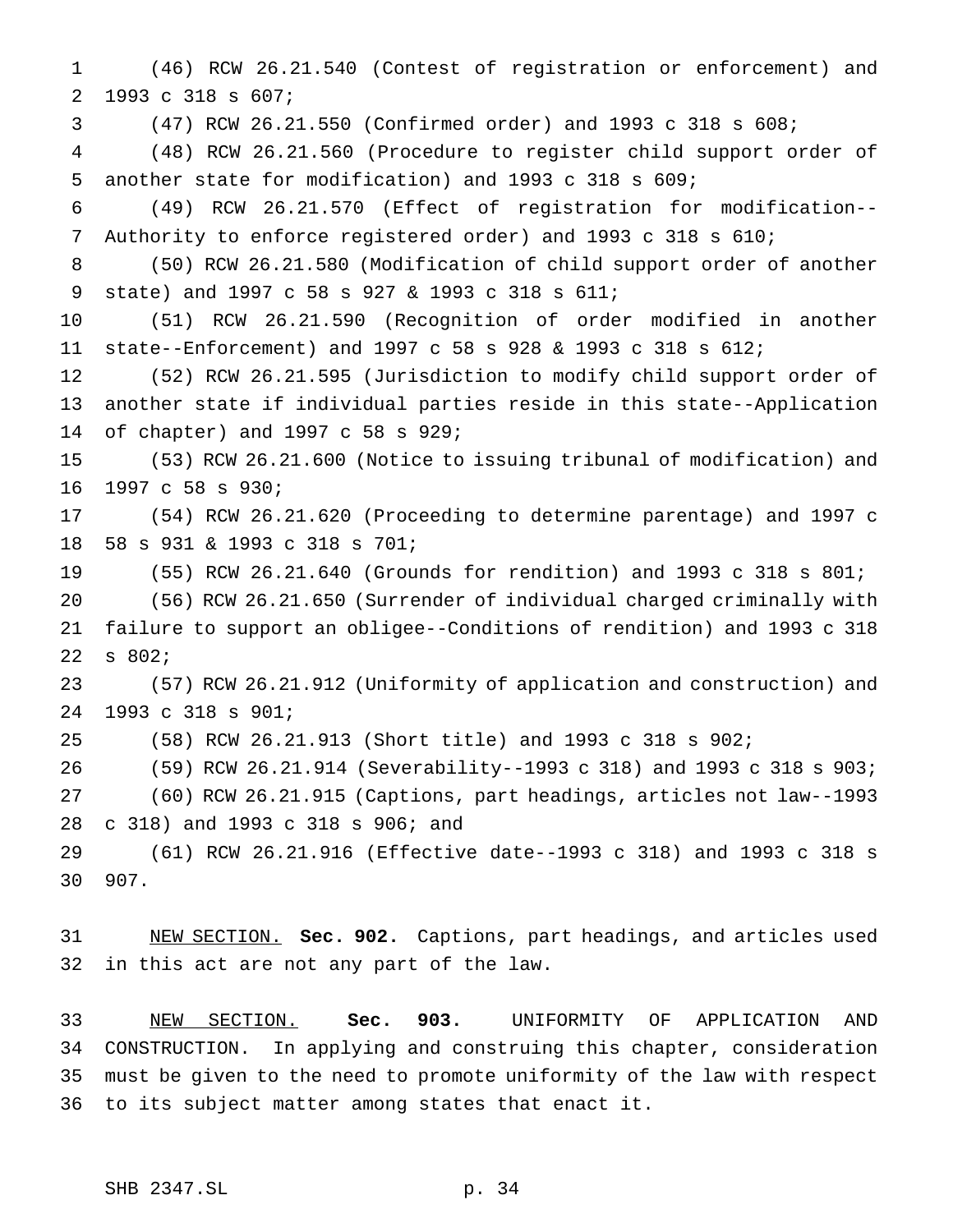(46) RCW 26.21.540 (Contest of registration or enforcement) and 1993 c 318 s 607;

(47) RCW 26.21.550 (Confirmed order) and 1993 c 318 s 608;

(48) RCW 26.21.560 (Procedure to register child support order of another state for modification) and 1993 c 318 s 609;

(49) RCW 26.21.570 (Effect of registration for modification--Authority to enforce registered order) and 1993 c 318 s 610;

(50) RCW 26.21.580 (Modification of child support order of another state) and 1997 c 58 s 927 & 1993 c 318 s 611;

(51) RCW 26.21.590 (Recognition of order modified in another state--Enforcement) and 1997 c 58 s 928 & 1993 c 318 s 612;

(52) RCW 26.21.595 (Jurisdiction to modify child support order of another state if individual parties reside in this state--Application of chapter) and 1997 c 58 s 929;

(53) RCW 26.21.600 (Notice to issuing tribunal of modification) and 1997 c 58 s 930;

(54) RCW 26.21.620 (Proceeding to determine parentage) and 1997 c 58 s 931 & 1993 c 318 s 701;

(55) RCW 26.21.640 (Grounds for rendition) and 1993 c 318 s 801;

(56) RCW 26.21.650 (Surrender of individual charged criminally with failure to support an obligee--Conditions of rendition) and 1993 c 318 s 802;

(57) RCW 26.21.912 (Uniformity of application and construction) and 1993 c 318 s 901;

(58) RCW 26.21.913 (Short title) and 1993 c 318 s 902;

(59) RCW 26.21.914 (Severability--1993 c 318) and 1993 c 318 s 903;

(60) RCW 26.21.915 (Captions, part headings, articles not law--1993 c 318) and 1993 c 318 s 906; and

(61) RCW 26.21.916 (Effective date--1993 c 318) and 1993 c 318 s 907.

NEW SECTION. **Sec. 902.** Captions, part headings, and articles used in this act are not any part of the law.

NEW SECTION. **Sec. 903.** UNIFORMITY OF APPLICATION AND CONSTRUCTION. In applying and construing this chapter, consideration must be given to the need to promote uniformity of the law with respect to its subject matter among states that enact it.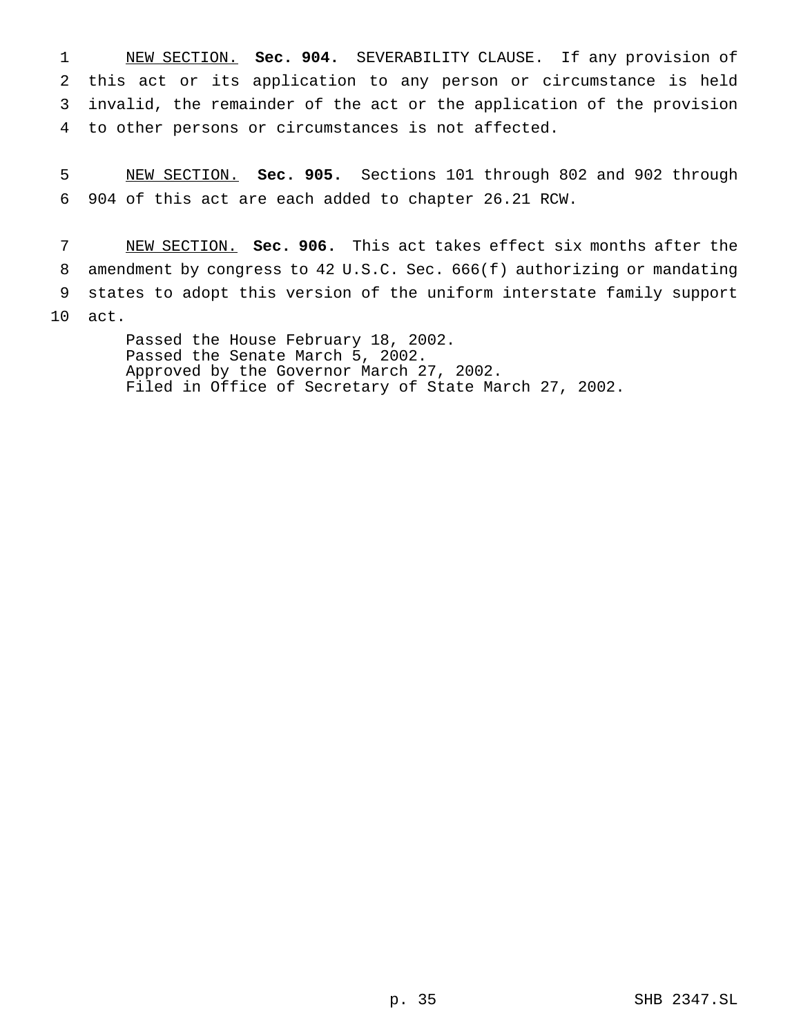NEW SECTION. **Sec. 904.** SEVERABILITY CLAUSE. If any provision of this act or its application to any person or circumstance is held invalid, the remainder of the act or the application of the provision to other persons or circumstances is not affected.

NEW SECTION. **Sec. 905.** Sections 101 through 802 and 902 through 904 of this act are each added to chapter 26.21 RCW.

NEW SECTION. **Sec. 906.** This act takes effect six months after the amendment by congress to 42 U.S.C. Sec. 666(f) authorizing or mandating states to adopt this version of the uniform interstate family support act.

Passed the House February 18, 2002.
Passed the Senate March 5, 2002.
Approved by the Governor March 27, 2002.
Filed in Office of Secretary of State March 27, 2002.